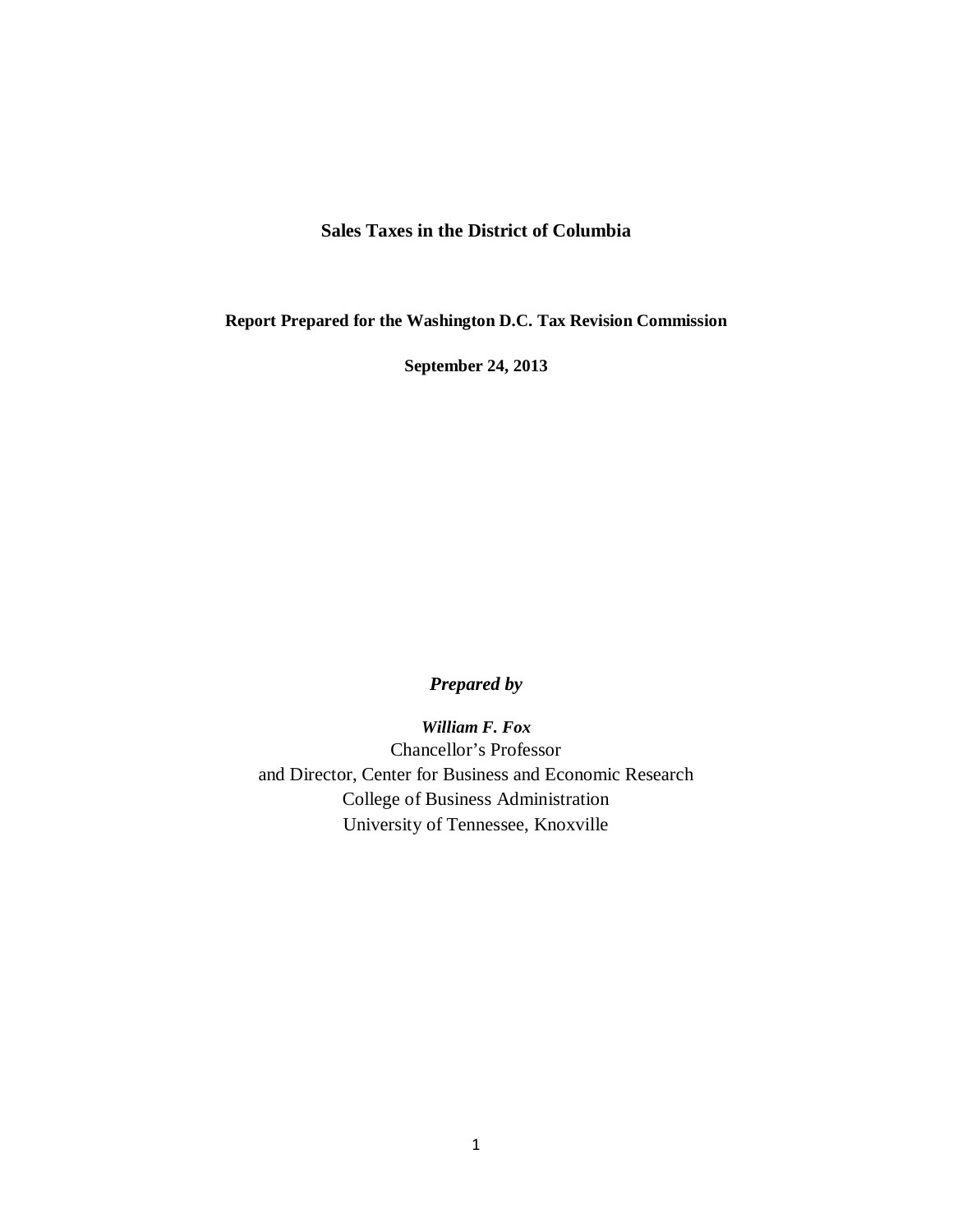# Sales Taxes in the District of Columbia

**Report Prepared for the Washington D.C. Tax Revision Commission**

**September 24, 2013**

***Prepared by***

***William F. Fox***
Chancellor's Professor
and Director, Center for Business and Economic Research
College of Business Administration
University of Tennessee, Knoxville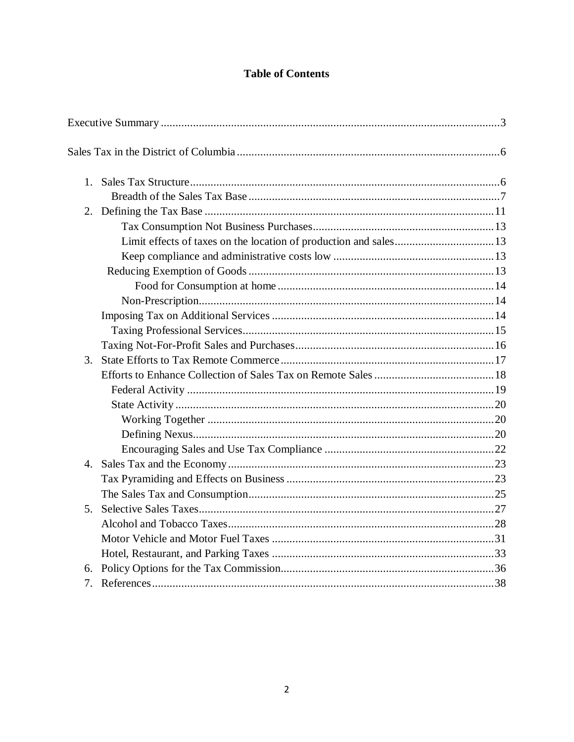# Table of Contents

Executive Summary ........ 3

Sales Tax in the District of Columbia ........ 6

1. Sales Tax Structure ........ 6
   - Breadth of the Sales Tax Base ........ 7
2. Defining the Tax Base ........ 11
   - Tax Consumption Not Business Purchases ........ 13
   - Limit effects of taxes on the location of production and sales ........ 13
   - Keep compliance and administrative costs low ........ 13
   - Reducing Exemption of Goods ........ 13
     - Food for Consumption at home ........ 14
     - Non-Prescription ........ 14
   - Imposing Tax on Additional Services ........ 14
     - Taxing Professional Services ........ 15
   - Taxing Not-For-Profit Sales and Purchases ........ 16
3. State Efforts to Tax Remote Commerce ........ 17
   - Efforts to Enhance Collection of Sales Tax on Remote Sales ........ 18
     - Federal Activity ........ 19
     - State Activity ........ 20
       - Working Together ........ 20
       - Defining Nexus ........ 20
       - Encouraging Sales and Use Tax Compliance ........ 22
4. Sales Tax and the Economy ........ 23
   - Tax Pyramiding and Effects on Business ........ 23
   - The Sales Tax and Consumption ........ 25
5. Selective Sales Taxes ........ 27
   - Alcohol and Tobacco Taxes ........ 28
   - Motor Vehicle and Motor Fuel Taxes ........ 31
   - Hotel, Restaurant, and Parking Taxes ........ 33
6. Policy Options for the Tax Commission ........ 36
7. References ........ 38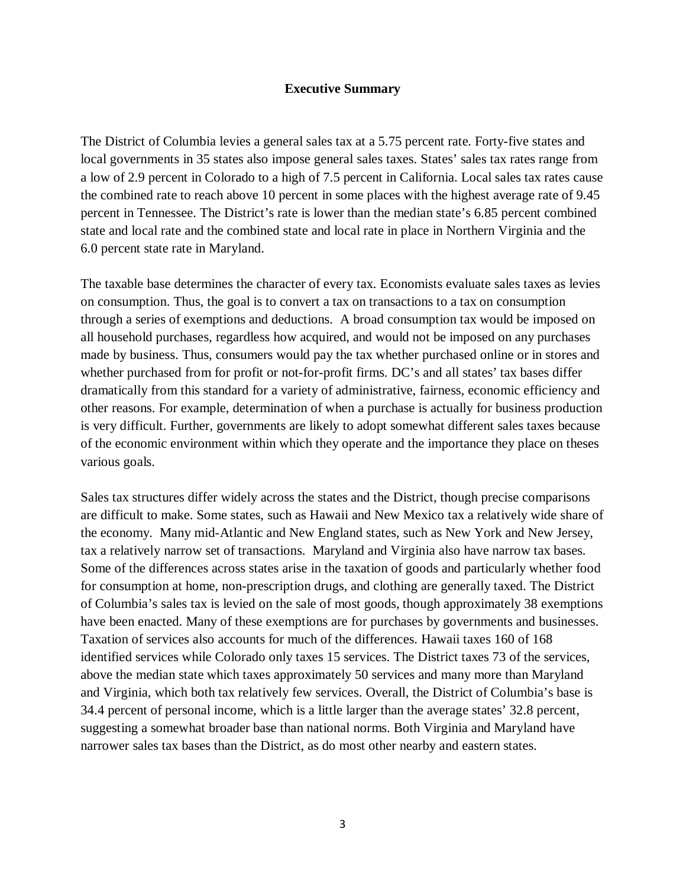## Executive Summary

The District of Columbia levies a general sales tax at a 5.75 percent rate. Forty-five states and local governments in 35 states also impose general sales taxes. States' sales tax rates range from a low of 2.9 percent in Colorado to a high of 7.5 percent in California. Local sales tax rates cause the combined rate to reach above 10 percent in some places with the highest average rate of 9.45 percent in Tennessee. The District's rate is lower than the median state's 6.85 percent combined state and local rate and the combined state and local rate in place in Northern Virginia and the 6.0 percent state rate in Maryland.

The taxable base determines the character of every tax. Economists evaluate sales taxes as levies on consumption. Thus, the goal is to convert a tax on transactions to a tax on consumption through a series of exemptions and deductions. A broad consumption tax would be imposed on all household purchases, regardless how acquired, and would not be imposed on any purchases made by business. Thus, consumers would pay the tax whether purchased online or in stores and whether purchased from for profit or not-for-profit firms. DC's and all states' tax bases differ dramatically from this standard for a variety of administrative, fairness, economic efficiency and other reasons. For example, determination of when a purchase is actually for business production is very difficult. Further, governments are likely to adopt somewhat different sales taxes because of the economic environment within which they operate and the importance they place on theses various goals.

Sales tax structures differ widely across the states and the District, though precise comparisons are difficult to make. Some states, such as Hawaii and New Mexico tax a relatively wide share of the economy. Many mid-Atlantic and New England states, such as New York and New Jersey, tax a relatively narrow set of transactions. Maryland and Virginia also have narrow tax bases. Some of the differences across states arise in the taxation of goods and particularly whether food for consumption at home, non-prescription drugs, and clothing are generally taxed. The District of Columbia's sales tax is levied on the sale of most goods, though approximately 38 exemptions have been enacted. Many of these exemptions are for purchases by governments and businesses. Taxation of services also accounts for much of the differences. Hawaii taxes 160 of 168 identified services while Colorado only taxes 15 services. The District taxes 73 of the services, above the median state which taxes approximately 50 services and many more than Maryland and Virginia, which both tax relatively few services. Overall, the District of Columbia's base is 34.4 percent of personal income, which is a little larger than the average states' 32.8 percent, suggesting a somewhat broader base than national norms. Both Virginia and Maryland have narrower sales tax bases than the District, as do most other nearby and eastern states.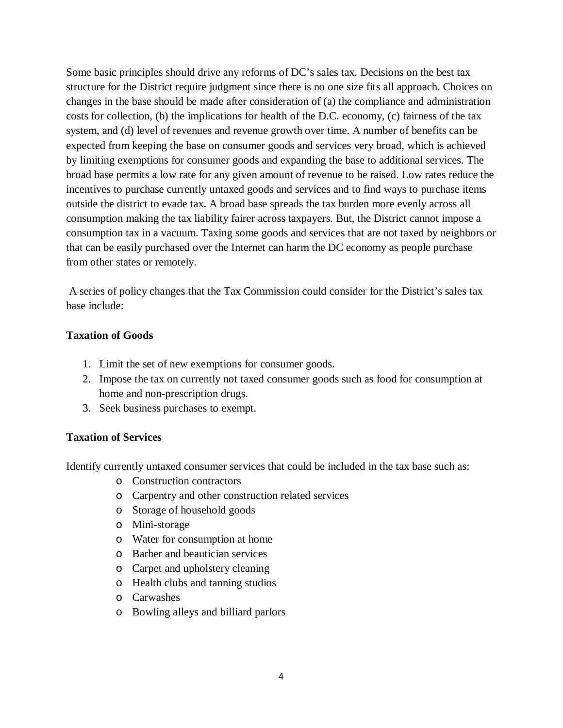Some basic principles should drive any reforms of DC's sales tax. Decisions on the best tax structure for the District require judgment since there is no one size fits all approach. Choices on changes in the base should be made after consideration of (a) the compliance and administration costs for collection, (b) the implications for health of the D.C. economy, (c) fairness of the tax system, and (d) level of revenues and revenue growth over time. A number of benefits can be expected from keeping the base on consumer goods and services very broad, which is achieved by limiting exemptions for consumer goods and expanding the base to additional services. The broad base permits a low rate for any given amount of revenue to be raised. Low rates reduce the incentives to purchase currently untaxed goods and services and to find ways to purchase items outside the district to evade tax. A broad base spreads the tax burden more evenly across all consumption making the tax liability fairer across taxpayers. But, the District cannot impose a consumption tax in a vacuum. Taxing some goods and services that are not taxed by neighbors or that can be easily purchased over the Internet can harm the DC economy as people purchase from other states or remotely.

A series of policy changes that the Tax Commission could consider for the District's sales tax base include:

**Taxation of Goods**

1. Limit the set of new exemptions for consumer goods.
2. Impose the tax on currently not taxed consumer goods such as food for consumption at home and non-prescription drugs.
3. Seek business purchases to exempt.

**Taxation of Services**

Identify currently untaxed consumer services that could be included in the tax base such as:

- Construction contractors
- Carpentry and other construction related services
- Storage of household goods
- Mini-storage
- Water for consumption at home
- Barber and beautician services
- Carpet and upholstery cleaning
- Health clubs and tanning studios
- Carwashes
- Bowling alleys and billiard parlors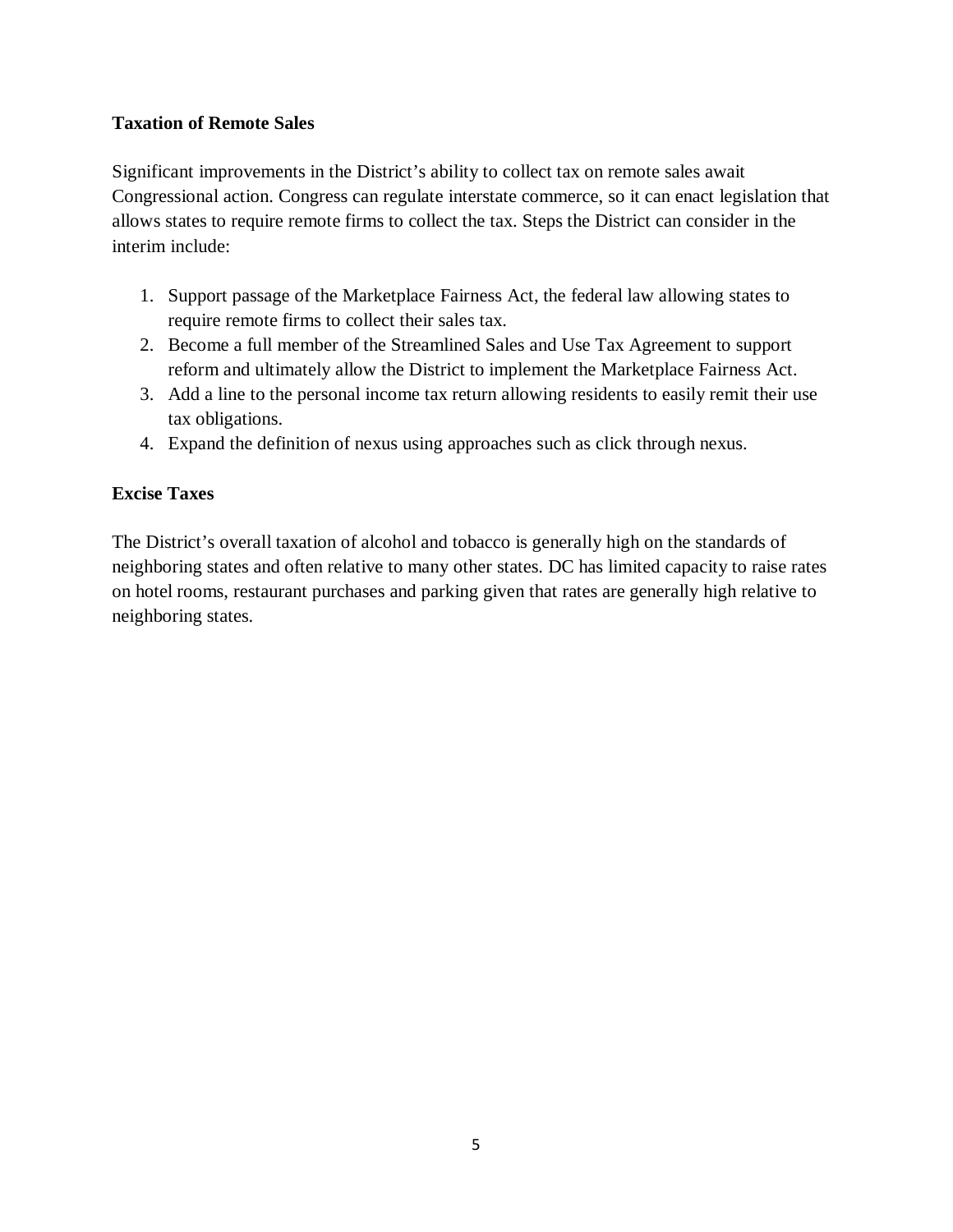**Taxation of Remote Sales**

Significant improvements in the District's ability to collect tax on remote sales await Congressional action. Congress can regulate interstate commerce, so it can enact legislation that allows states to require remote firms to collect the tax. Steps the District can consider in the interim include:

1. Support passage of the Marketplace Fairness Act, the federal law allowing states to require remote firms to collect their sales tax.
2. Become a full member of the Streamlined Sales and Use Tax Agreement to support reform and ultimately allow the District to implement the Marketplace Fairness Act.
3. Add a line to the personal income tax return allowing residents to easily remit their use tax obligations.
4. Expand the definition of nexus using approaches such as click through nexus.

**Excise Taxes**

The District's overall taxation of alcohol and tobacco is generally high on the standards of neighboring states and often relative to many other states. DC has limited capacity to raise rates on hotel rooms, restaurant purchases and parking given that rates are generally high relative to neighboring states.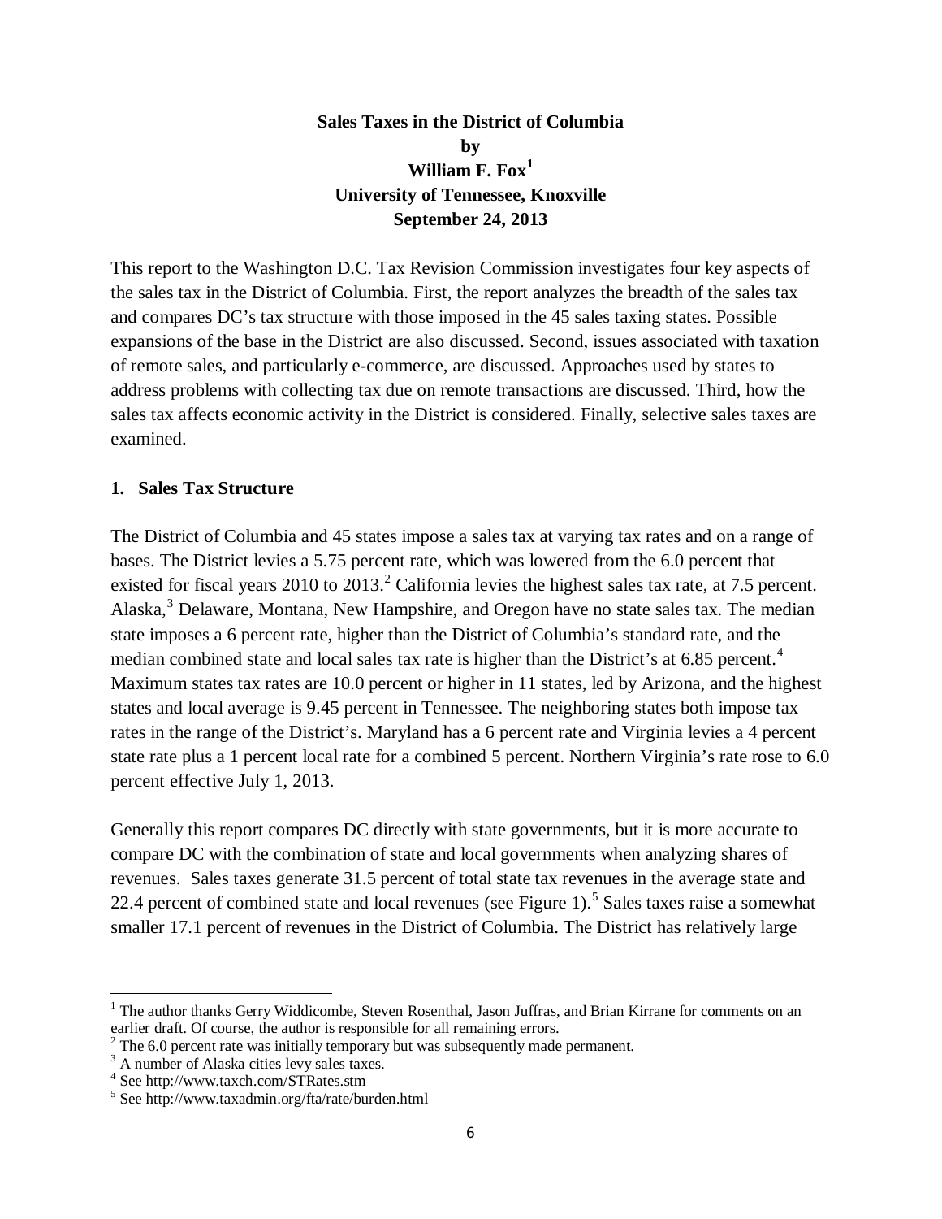**Sales Taxes in the District of Columbia**
**by**
**William F. Fox[1]**
**University of Tennessee, Knoxville**
**September 24, 2013**

This report to the Washington D.C. Tax Revision Commission investigates four key aspects of the sales tax in the District of Columbia. First, the report analyzes the breadth of the sales tax and compares DC's tax structure with those imposed in the 45 sales taxing states. Possible expansions of the base in the District are also discussed. Second, issues associated with taxation of remote sales, and particularly e-commerce, are discussed. Approaches used by states to address problems with collecting tax due on remote transactions are discussed. Third, how the sales tax affects economic activity in the District is considered. Finally, selective sales taxes are examined.

## 1. Sales Tax Structure

The District of Columbia and 45 states impose a sales tax at varying tax rates and on a range of bases. The District levies a 5.75 percent rate, which was lowered from the 6.0 percent that existed for fiscal years 2010 to 2013.[2] California levies the highest sales tax rate, at 7.5 percent. Alaska,[3] Delaware, Montana, New Hampshire, and Oregon have no state sales tax. The median state imposes a 6 percent rate, higher than the District of Columbia's standard rate, and the median combined state and local sales tax rate is higher than the District's at 6.85 percent.[4] Maximum states tax rates are 10.0 percent or higher in 11 states, led by Arizona, and the highest states and local average is 9.45 percent in Tennessee. The neighboring states both impose tax rates in the range of the District's. Maryland has a 6 percent rate and Virginia levies a 4 percent state rate plus a 1 percent local rate for a combined 5 percent. Northern Virginia's rate rose to 6.0 percent effective July 1, 2013.

Generally this report compares DC directly with state governments, but it is more accurate to compare DC with the combination of state and local governments when analyzing shares of revenues. Sales taxes generate 31.5 percent of total state tax revenues in the average state and 22.4 percent of combined state and local revenues (see Figure 1).[5] Sales taxes raise a somewhat smaller 17.1 percent of revenues in the District of Columbia. The District has relatively large

---

[1] The author thanks Gerry Widdicombe, Steven Rosenthal, Jason Juffras, and Brian Kirrane for comments on an earlier draft. Of course, the author is responsible for all remaining errors.

[2] The 6.0 percent rate was initially temporary but was subsequently made permanent.

[3] A number of Alaska cities levy sales taxes.

[4] See http://www.taxch.com/STRates.stm

[5] See http://www.taxadmin.org/fta/rate/burden.html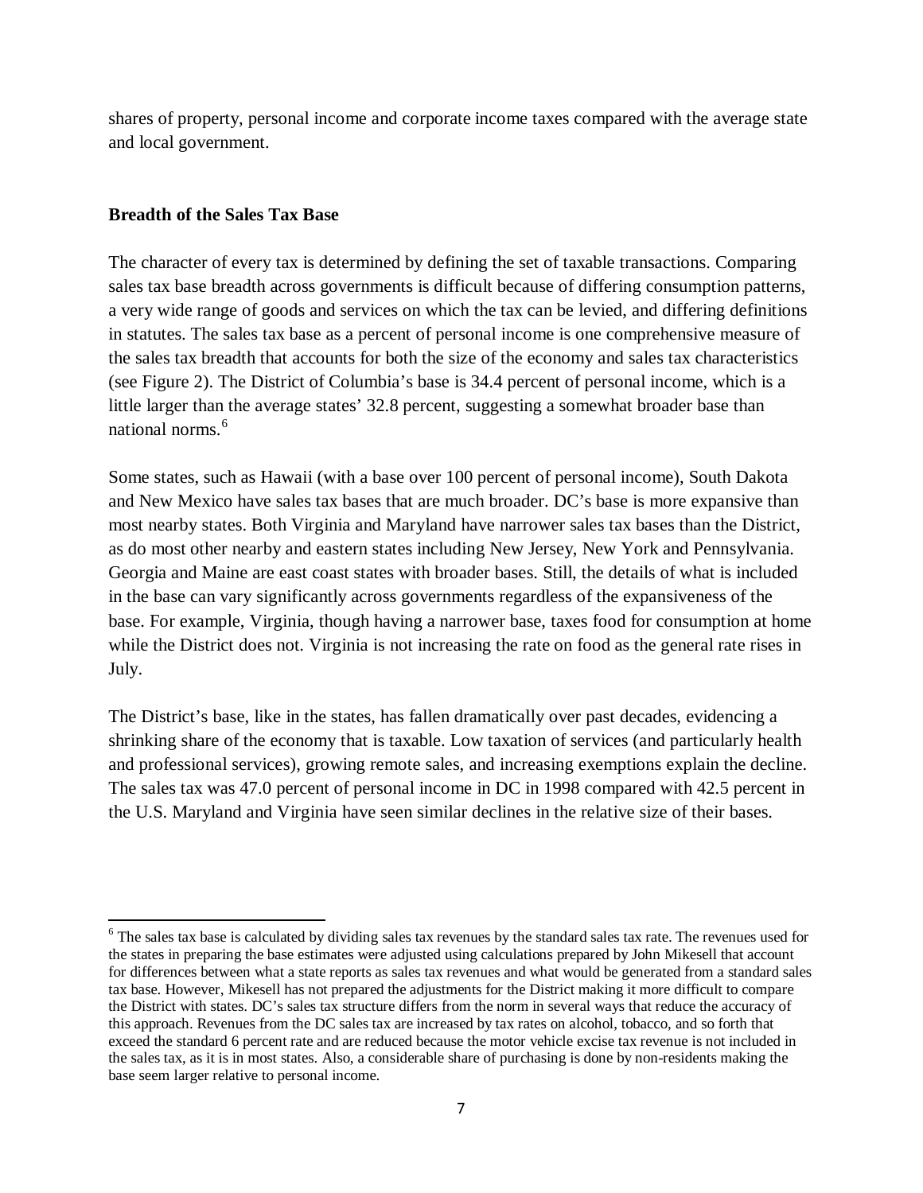shares of property, personal income and corporate income taxes compared with the average state and local government.

**Breadth of the Sales Tax Base**

The character of every tax is determined by defining the set of taxable transactions. Comparing sales tax base breadth across governments is difficult because of differing consumption patterns, a very wide range of goods and services on which the tax can be levied, and differing definitions in statutes. The sales tax base as a percent of personal income is one comprehensive measure of the sales tax breadth that accounts for both the size of the economy and sales tax characteristics (see Figure 2). The District of Columbia's base is 34.4 percent of personal income, which is a little larger than the average states' 32.8 percent, suggesting a somewhat broader base than national norms.[6]

Some states, such as Hawaii (with a base over 100 percent of personal income), South Dakota and New Mexico have sales tax bases that are much broader. DC's base is more expansive than most nearby states. Both Virginia and Maryland have narrower sales tax bases than the District, as do most other nearby and eastern states including New Jersey, New York and Pennsylvania. Georgia and Maine are east coast states with broader bases. Still, the details of what is included in the base can vary significantly across governments regardless of the expansiveness of the base. For example, Virginia, though having a narrower base, taxes food for consumption at home while the District does not. Virginia is not increasing the rate on food as the general rate rises in July.

The District's base, like in the states, has fallen dramatically over past decades, evidencing a shrinking share of the economy that is taxable. Low taxation of services (and particularly health and professional services), growing remote sales, and increasing exemptions explain the decline. The sales tax was 47.0 percent of personal income in DC in 1998 compared with 42.5 percent in the U.S. Maryland and Virginia have seen similar declines in the relative size of their bases.

---

[6] The sales tax base is calculated by dividing sales tax revenues by the standard sales tax rate. The revenues used for the states in preparing the base estimates were adjusted using calculations prepared by John Mikesell that account for differences between what a state reports as sales tax revenues and what would be generated from a standard sales tax base. However, Mikesell has not prepared the adjustments for the District making it more difficult to compare the District with states. DC's sales tax structure differs from the norm in several ways that reduce the accuracy of this approach. Revenues from the DC sales tax are increased by tax rates on alcohol, tobacco, and so forth that exceed the standard 6 percent rate and are reduced because the motor vehicle excise tax revenue is not included in the sales tax, as it is in most states. Also, a considerable share of purchasing is done by non-residents making the base seem larger relative to personal income.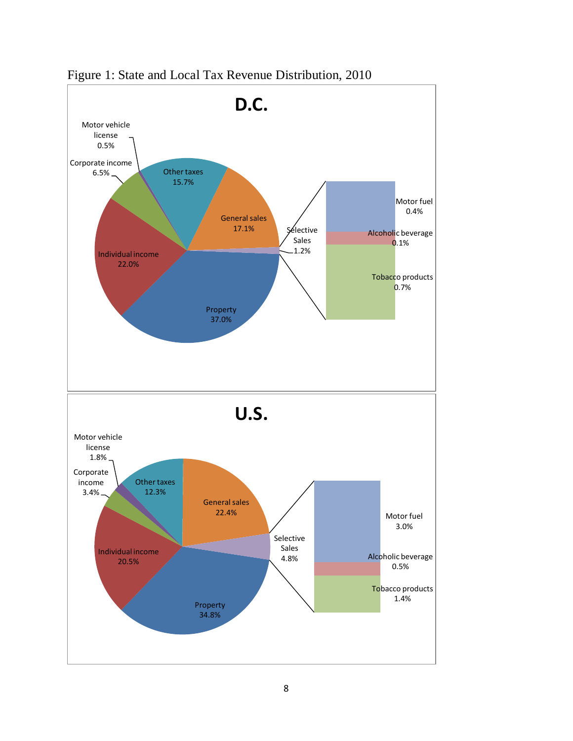Figure 1: State and Local Tax Revenue Distribution, 2010

**D.C.**

| Category | Share |
| --- | --- |
| Property | 37.0% |
| Individual income | 22.0% |
| General sales | 17.1% |
| Other taxes | 15.7% |
| Corporate income | 6.5% |
| Selective Sales | 1.2% |
| Motor vehicle license | 0.5% |

Selective Sales breakdown:

| Category | Share |
| --- | --- |
| Motor fuel | 0.4% |
| Alcoholic beverage | 0.1% |
| Tobacco products | 0.7% |

**U.S.**

| Category | Share |
| --- | --- |
| Property | 34.8% |
| General sales | 22.4% |
| Individual income | 20.5% |
| Other taxes | 12.3% |
| Selective Sales | 4.8% |
| Corporate income | 3.4% |
| Motor vehicle license | 1.8% |

Selective Sales breakdown:

| Category | Share |
| --- | --- |
| Motor fuel | 3.0% |
| Alcoholic beverage | 0.5% |
| Tobacco products | 1.4% |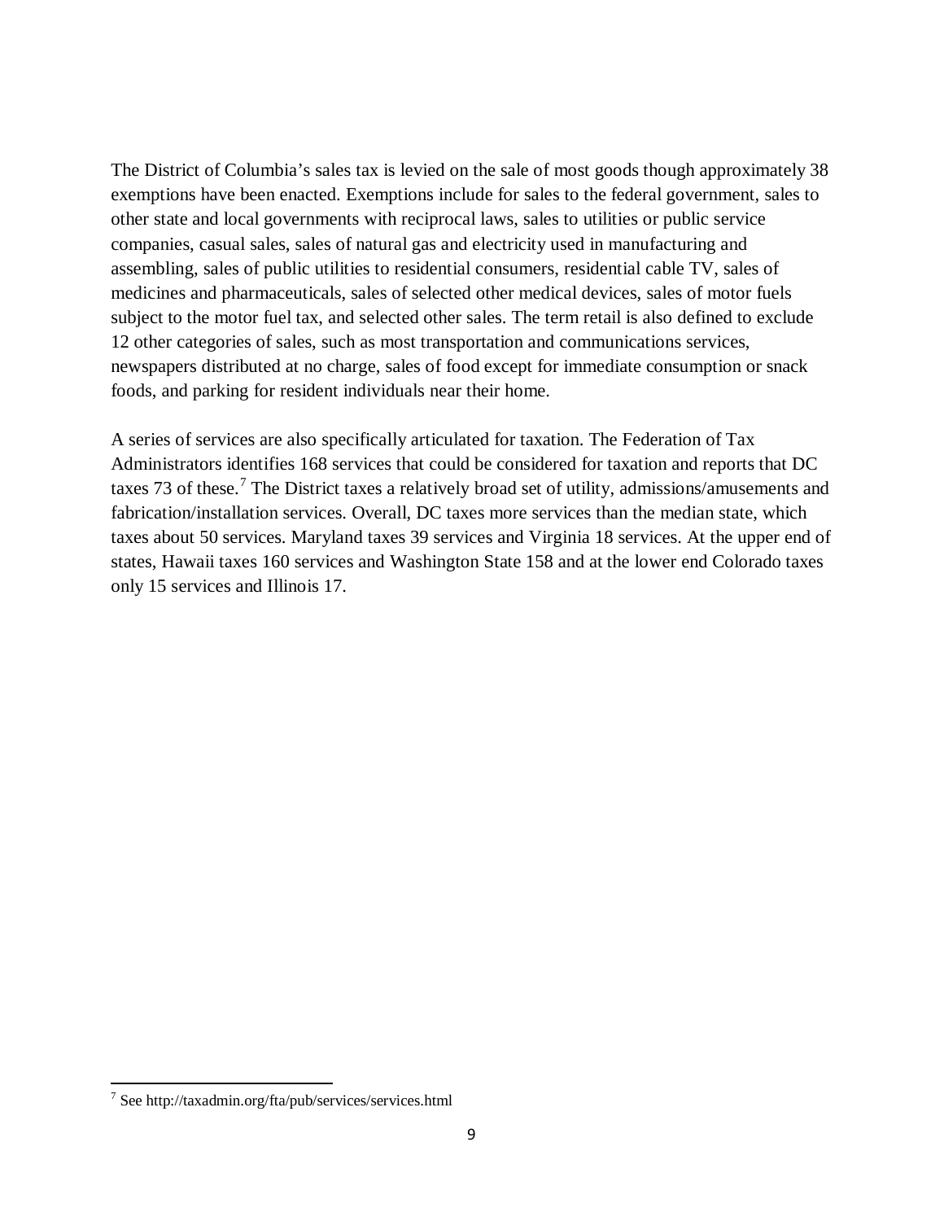The District of Columbia's sales tax is levied on the sale of most goods though approximately 38 exemptions have been enacted. Exemptions include for sales to the federal government, sales to other state and local governments with reciprocal laws, sales to utilities or public service companies, casual sales, sales of natural gas and electricity used in manufacturing and assembling, sales of public utilities to residential consumers, residential cable TV, sales of medicines and pharmaceuticals, sales of selected other medical devices, sales of motor fuels subject to the motor fuel tax, and selected other sales. The term retail is also defined to exclude 12 other categories of sales, such as most transportation and communications services, newspapers distributed at no charge, sales of food except for immediate consumption or snack foods, and parking for resident individuals near their home.

A series of services are also specifically articulated for taxation. The Federation of Tax Administrators identifies 168 services that could be considered for taxation and reports that DC taxes 73 of these.[7] The District taxes a relatively broad set of utility, admissions/amusements and fabrication/installation services. Overall, DC taxes more services than the median state, which taxes about 50 services. Maryland taxes 39 services and Virginia 18 services. At the upper end of states, Hawaii taxes 160 services and Washington State 158 and at the lower end Colorado taxes only 15 services and Illinois 17.

[7] See http://taxadmin.org/fta/pub/services/services.html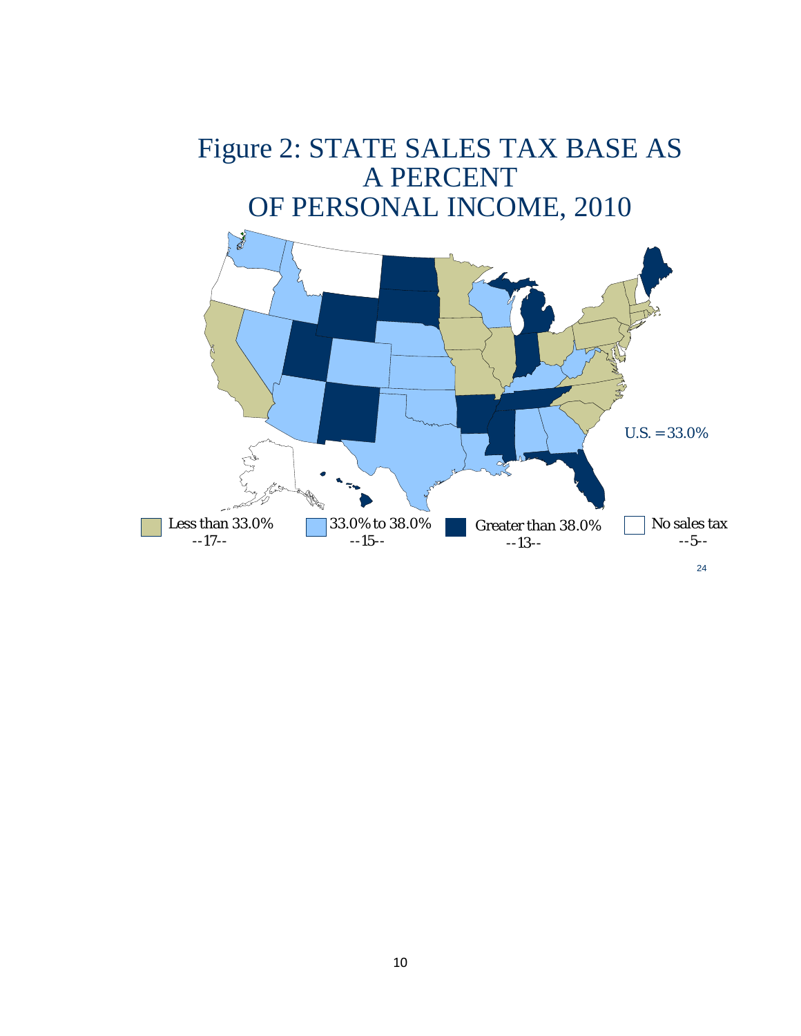# Figure 2: STATE SALES TAX BASE AS A PERCENT OF PERSONAL INCOME, 2010

U.S. = 33.0%

Less than 33.0% --17--

33.0% to 38.0% --15--

Greater than 38.0% --13--

No sales tax --5--

24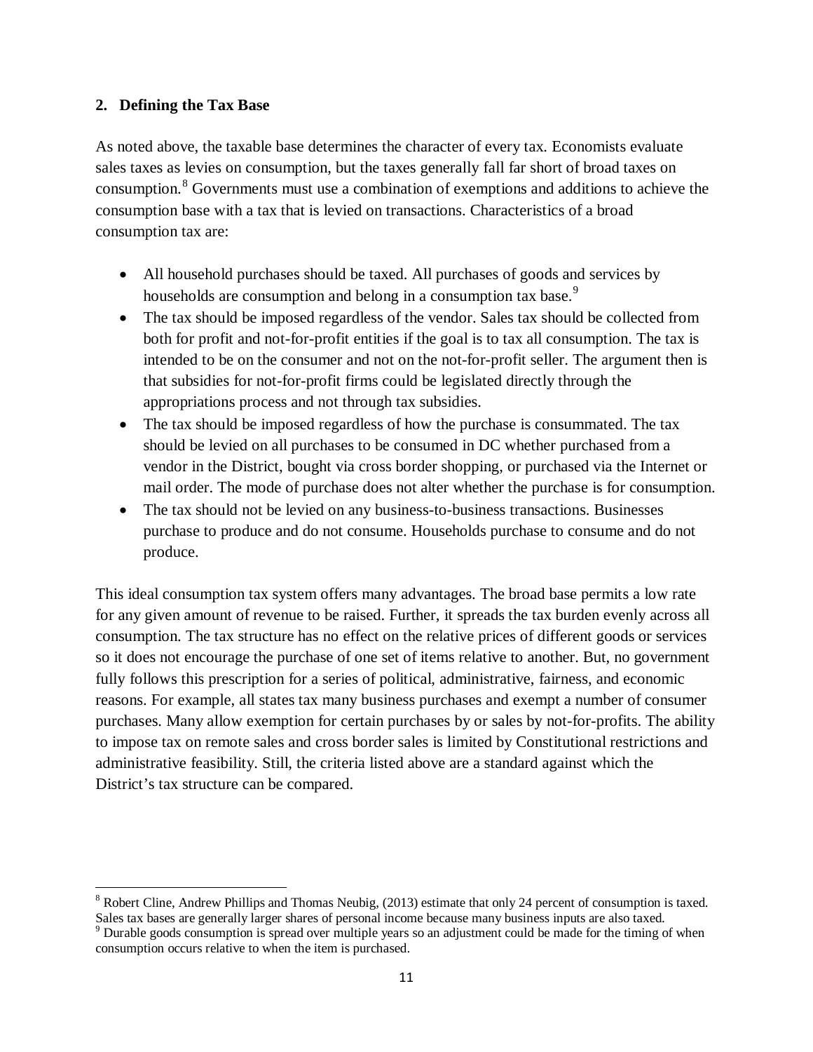## 2. Defining the Tax Base

As noted above, the taxable base determines the character of every tax. Economists evaluate sales taxes as levies on consumption, but the taxes generally fall far short of broad taxes on consumption.[8] Governments must use a combination of exemptions and additions to achieve the consumption base with a tax that is levied on transactions. Characteristics of a broad consumption tax are:

- All household purchases should be taxed. All purchases of goods and services by households are consumption and belong in a consumption tax base.[9]
- The tax should be imposed regardless of the vendor. Sales tax should be collected from both for profit and not-for-profit entities if the goal is to tax all consumption. The tax is intended to be on the consumer and not on the not-for-profit seller. The argument then is that subsidies for not-for-profit firms could be legislated directly through the appropriations process and not through tax subsidies.
- The tax should be imposed regardless of how the purchase is consummated. The tax should be levied on all purchases to be consumed in DC whether purchased from a vendor in the District, bought via cross border shopping, or purchased via the Internet or mail order. The mode of purchase does not alter whether the purchase is for consumption.
- The tax should not be levied on any business-to-business transactions. Businesses purchase to produce and do not consume. Households purchase to consume and do not produce.

This ideal consumption tax system offers many advantages. The broad base permits a low rate for any given amount of revenue to be raised. Further, it spreads the tax burden evenly across all consumption. The tax structure has no effect on the relative prices of different goods or services so it does not encourage the purchase of one set of items relative to another. But, no government fully follows this prescription for a series of political, administrative, fairness, and economic reasons. For example, all states tax many business purchases and exempt a number of consumer purchases. Many allow exemption for certain purchases by or sales by not-for-profits. The ability to impose tax on remote sales and cross border sales is limited by Constitutional restrictions and administrative feasibility. Still, the criteria listed above are a standard against which the District's tax structure can be compared.

---

[8] Robert Cline, Andrew Phillips and Thomas Neubig, (2013) estimate that only 24 percent of consumption is taxed. Sales tax bases are generally larger shares of personal income because many business inputs are also taxed.

[9] Durable goods consumption is spread over multiple years so an adjustment could be made for the timing of when consumption occurs relative to when the item is purchased.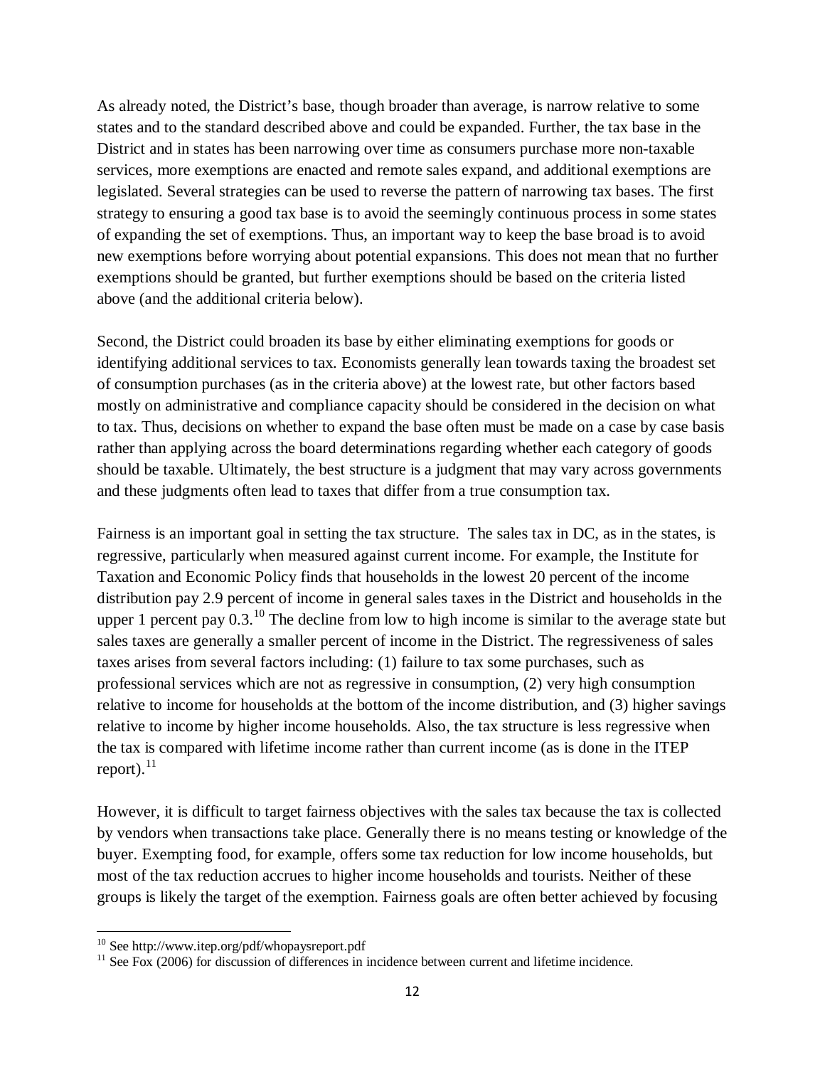As already noted, the District's base, though broader than average, is narrow relative to some states and to the standard described above and could be expanded. Further, the tax base in the District and in states has been narrowing over time as consumers purchase more non-taxable services, more exemptions are enacted and remote sales expand, and additional exemptions are legislated. Several strategies can be used to reverse the pattern of narrowing tax bases. The first strategy to ensuring a good tax base is to avoid the seemingly continuous process in some states of expanding the set of exemptions. Thus, an important way to keep the base broad is to avoid new exemptions before worrying about potential expansions. This does not mean that no further exemptions should be granted, but further exemptions should be based on the criteria listed above (and the additional criteria below).

Second, the District could broaden its base by either eliminating exemptions for goods or identifying additional services to tax. Economists generally lean towards taxing the broadest set of consumption purchases (as in the criteria above) at the lowest rate, but other factors based mostly on administrative and compliance capacity should be considered in the decision on what to tax. Thus, decisions on whether to expand the base often must be made on a case by case basis rather than applying across the board determinations regarding whether each category of goods should be taxable. Ultimately, the best structure is a judgment that may vary across governments and these judgments often lead to taxes that differ from a true consumption tax.

Fairness is an important goal in setting the tax structure. The sales tax in DC, as in the states, is regressive, particularly when measured against current income. For example, the Institute for Taxation and Economic Policy finds that households in the lowest 20 percent of the income distribution pay 2.9 percent of income in general sales taxes in the District and households in the upper 1 percent pay 0.3.[10] The decline from low to high income is similar to the average state but sales taxes are generally a smaller percent of income in the District. The regressiveness of sales taxes arises from several factors including: (1) failure to tax some purchases, such as professional services which are not as regressive in consumption, (2) very high consumption relative to income for households at the bottom of the income distribution, and (3) higher savings relative to income by higher income households. Also, the tax structure is less regressive when the tax is compared with lifetime income rather than current income (as is done in the ITEP report).[11]

However, it is difficult to target fairness objectives with the sales tax because the tax is collected by vendors when transactions take place. Generally there is no means testing or knowledge of the buyer. Exempting food, for example, offers some tax reduction for low income households, but most of the tax reduction accrues to higher income households and tourists. Neither of these groups is likely the target of the exemption. Fairness goals are often better achieved by focusing

---

[10] See http://www.itep.org/pdf/whopaysreport.pdf

[11] See Fox (2006) for discussion of differences in incidence between current and lifetime incidence.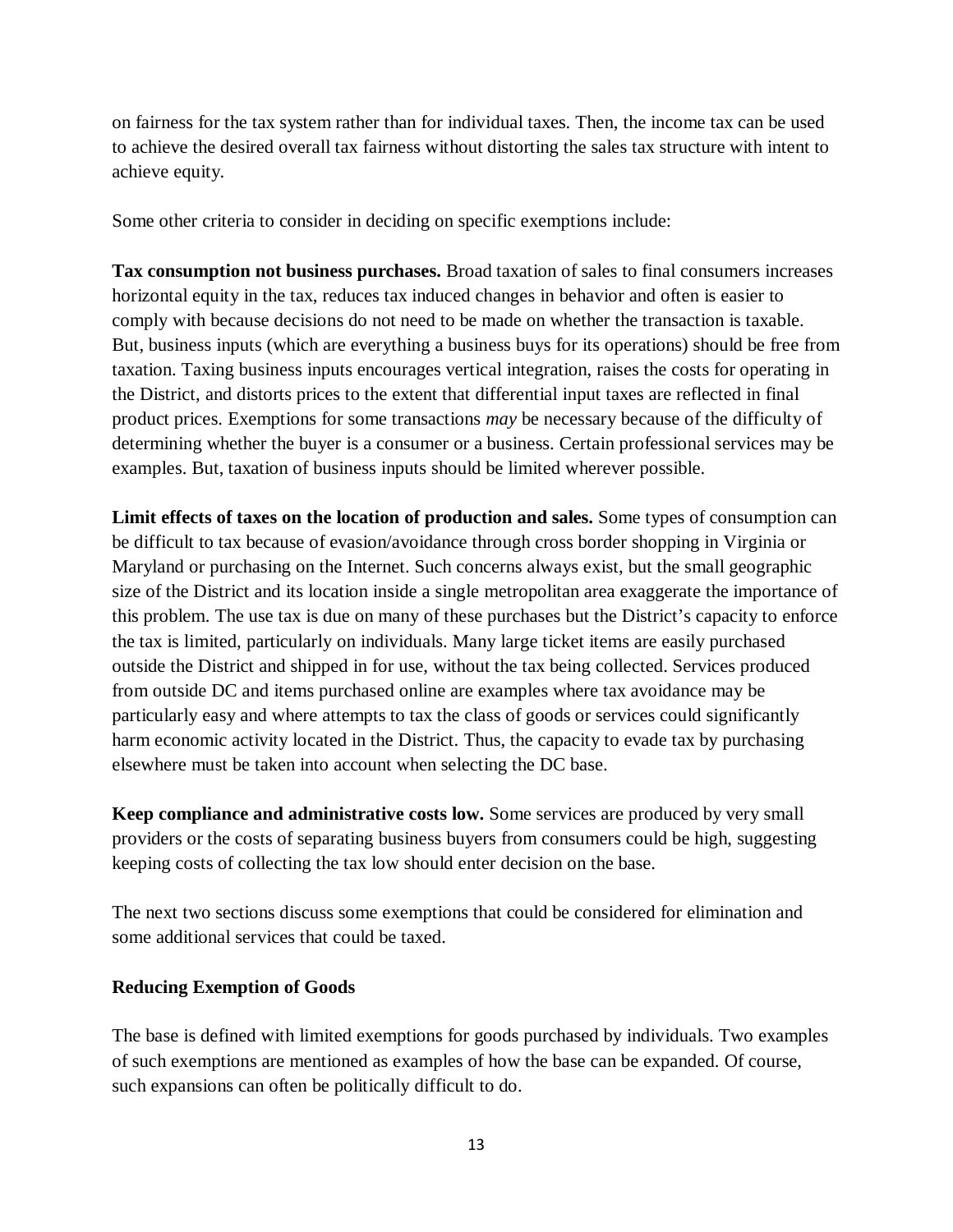on fairness for the tax system rather than for individual taxes. Then, the income tax can be used to achieve the desired overall tax fairness without distorting the sales tax structure with intent to achieve equity.

Some other criteria to consider in deciding on specific exemptions include:

**Tax consumption not business purchases.** Broad taxation of sales to final consumers increases horizontal equity in the tax, reduces tax induced changes in behavior and often is easier to comply with because decisions do not need to be made on whether the transaction is taxable. But, business inputs (which are everything a business buys for its operations) should be free from taxation. Taxing business inputs encourages vertical integration, raises the costs for operating in the District, and distorts prices to the extent that differential input taxes are reflected in final product prices. Exemptions for some transactions *may* be necessary because of the difficulty of determining whether the buyer is a consumer or a business. Certain professional services may be examples. But, taxation of business inputs should be limited wherever possible.

**Limit effects of taxes on the location of production and sales.** Some types of consumption can be difficult to tax because of evasion/avoidance through cross border shopping in Virginia or Maryland or purchasing on the Internet. Such concerns always exist, but the small geographic size of the District and its location inside a single metropolitan area exaggerate the importance of this problem. The use tax is due on many of these purchases but the District's capacity to enforce the tax is limited, particularly on individuals. Many large ticket items are easily purchased outside the District and shipped in for use, without the tax being collected. Services produced from outside DC and items purchased online are examples where tax avoidance may be particularly easy and where attempts to tax the class of goods or services could significantly harm economic activity located in the District. Thus, the capacity to evade tax by purchasing elsewhere must be taken into account when selecting the DC base.

**Keep compliance and administrative costs low.** Some services are produced by very small providers or the costs of separating business buyers from consumers could be high, suggesting keeping costs of collecting the tax low should enter decision on the base.

The next two sections discuss some exemptions that could be considered for elimination and some additional services that could be taxed.

### Reducing Exemption of Goods

The base is defined with limited exemptions for goods purchased by individuals. Two examples of such exemptions are mentioned as examples of how the base can be expanded. Of course, such expansions can often be politically difficult to do.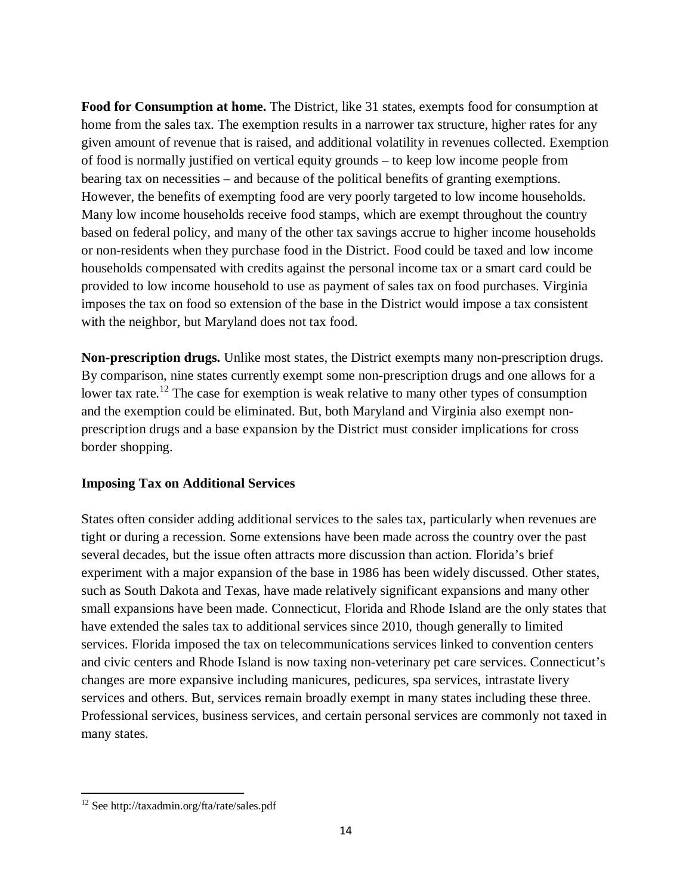**Food for Consumption at home.** The District, like 31 states, exempts food for consumption at home from the sales tax. The exemption results in a narrower tax structure, higher rates for any given amount of revenue that is raised, and additional volatility in revenues collected. Exemption of food is normally justified on vertical equity grounds – to keep low income people from bearing tax on necessities – and because of the political benefits of granting exemptions. However, the benefits of exempting food are very poorly targeted to low income households. Many low income households receive food stamps, which are exempt throughout the country based on federal policy, and many of the other tax savings accrue to higher income households or non-residents when they purchase food in the District. Food could be taxed and low income households compensated with credits against the personal income tax or a smart card could be provided to low income household to use as payment of sales tax on food purchases. Virginia imposes the tax on food so extension of the base in the District would impose a tax consistent with the neighbor, but Maryland does not tax food.

**Non-prescription drugs.** Unlike most states, the District exempts many non-prescription drugs. By comparison, nine states currently exempt some non-prescription drugs and one allows for a lower tax rate.[12] The case for exemption is weak relative to many other types of consumption and the exemption could be eliminated. But, both Maryland and Virginia also exempt non-prescription drugs and a base expansion by the District must consider implications for cross border shopping.

**Imposing Tax on Additional Services**

States often consider adding additional services to the sales tax, particularly when revenues are tight or during a recession. Some extensions have been made across the country over the past several decades, but the issue often attracts more discussion than action. Florida's brief experiment with a major expansion of the base in 1986 has been widely discussed. Other states, such as South Dakota and Texas, have made relatively significant expansions and many other small expansions have been made. Connecticut, Florida and Rhode Island are the only states that have extended the sales tax to additional services since 2010, though generally to limited services. Florida imposed the tax on telecommunications services linked to convention centers and civic centers and Rhode Island is now taxing non-veterinary pet care services. Connecticut's changes are more expansive including manicures, pedicures, spa services, intrastate livery services and others. But, services remain broadly exempt in many states including these three. Professional services, business services, and certain personal services are commonly not taxed in many states.

[12] See http://taxadmin.org/fta/rate/sales.pdf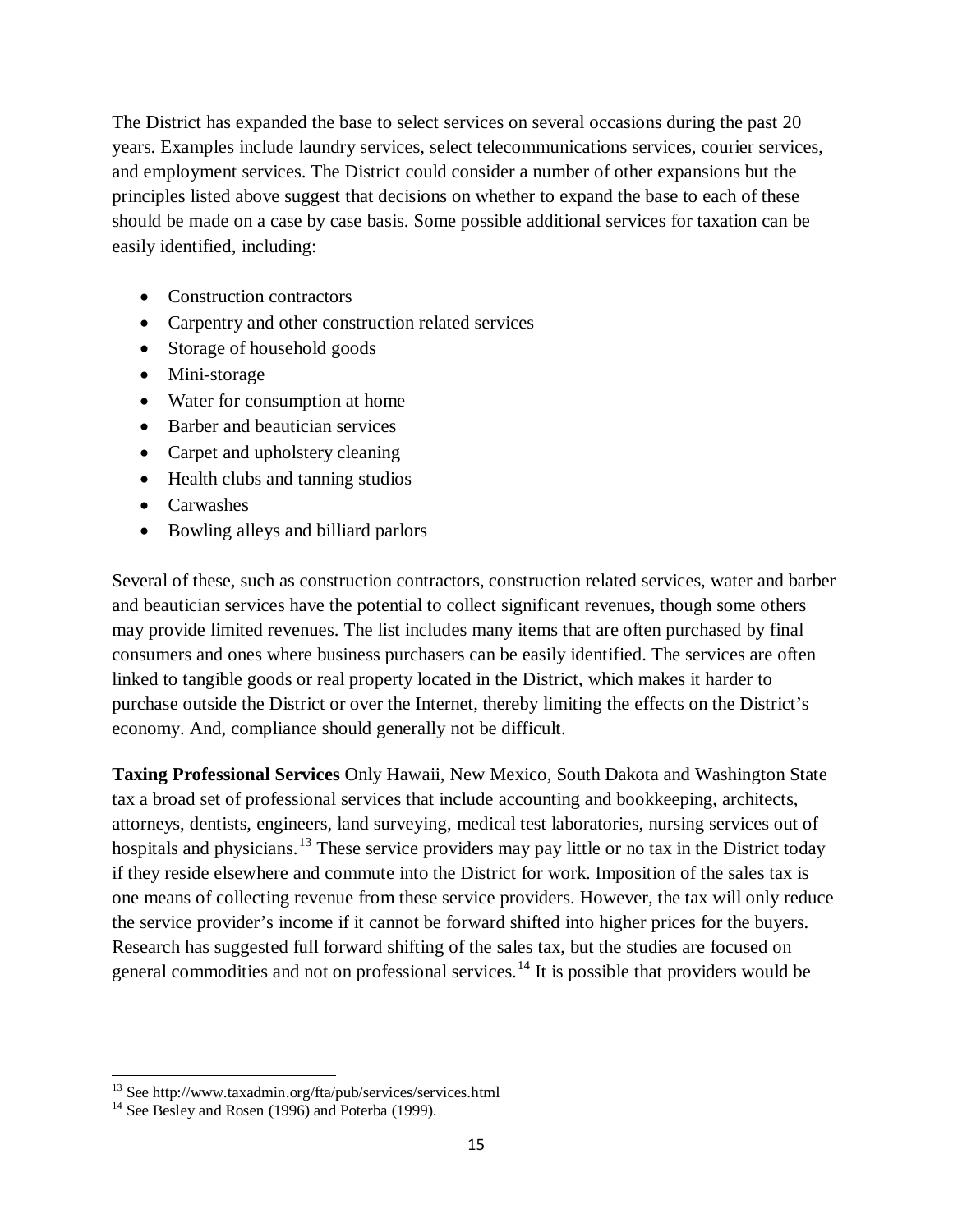The District has expanded the base to select services on several occasions during the past 20 years. Examples include laundry services, select telecommunications services, courier services, and employment services. The District could consider a number of other expansions but the principles listed above suggest that decisions on whether to expand the base to each of these should be made on a case by case basis. Some possible additional services for taxation can be easily identified, including:

- Construction contractors
- Carpentry and other construction related services
- Storage of household goods
- Mini-storage
- Water for consumption at home
- Barber and beautician services
- Carpet and upholstery cleaning
- Health clubs and tanning studios
- Carwashes
- Bowling alleys and billiard parlors

Several of these, such as construction contractors, construction related services, water and barber and beautician services have the potential to collect significant revenues, though some others may provide limited revenues. The list includes many items that are often purchased by final consumers and ones where business purchasers can be easily identified. The services are often linked to tangible goods or real property located in the District, which makes it harder to purchase outside the District or over the Internet, thereby limiting the effects on the District's economy. And, compliance should generally not be difficult.

**Taxing Professional Services** Only Hawaii, New Mexico, South Dakota and Washington State tax a broad set of professional services that include accounting and bookkeeping, architects, attorneys, dentists, engineers, land surveying, medical test laboratories, nursing services out of hospitals and physicians.[13] These service providers may pay little or no tax in the District today if they reside elsewhere and commute into the District for work. Imposition of the sales tax is one means of collecting revenue from these service providers. However, the tax will only reduce the service provider's income if it cannot be forward shifted into higher prices for the buyers. Research has suggested full forward shifting of the sales tax, but the studies are focused on general commodities and not on professional services.[14] It is possible that providers would be

---

[13] See http://www.taxadmin.org/fta/pub/services/services.html

[14] See Besley and Rosen (1996) and Poterba (1999).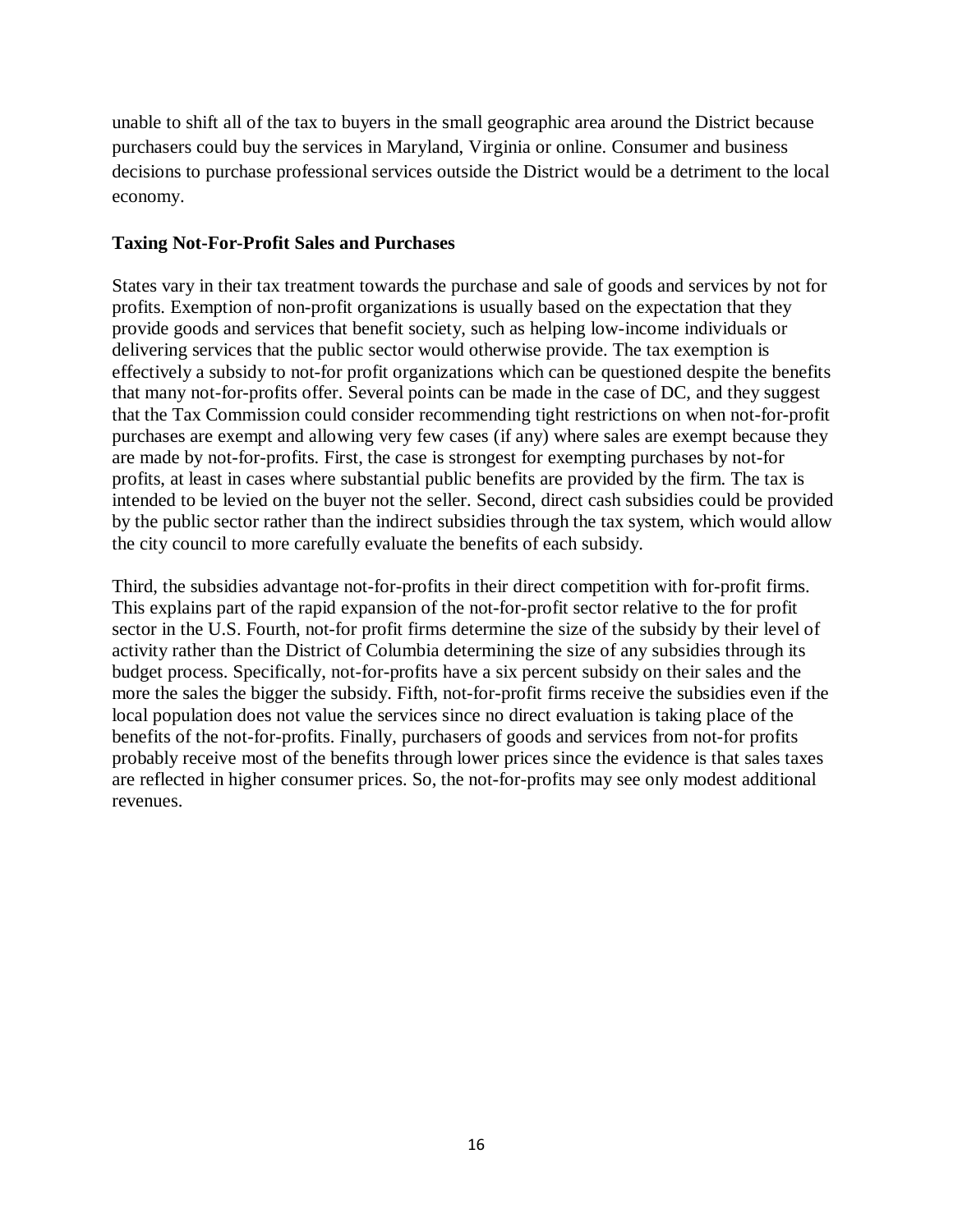unable to shift all of the tax to buyers in the small geographic area around the District because purchasers could buy the services in Maryland, Virginia or online. Consumer and business decisions to purchase professional services outside the District would be a detriment to the local economy.

### Taxing Not-For-Profit Sales and Purchases

States vary in their tax treatment towards the purchase and sale of goods and services by not for profits. Exemption of non-profit organizations is usually based on the expectation that they provide goods and services that benefit society, such as helping low-income individuals or delivering services that the public sector would otherwise provide. The tax exemption is effectively a subsidy to not-for profit organizations which can be questioned despite the benefits that many not-for-profits offer. Several points can be made in the case of DC, and they suggest that the Tax Commission could consider recommending tight restrictions on when not-for-profit purchases are exempt and allowing very few cases (if any) where sales are exempt because they are made by not-for-profits. First, the case is strongest for exempting purchases by not-for profits, at least in cases where substantial public benefits are provided by the firm. The tax is intended to be levied on the buyer not the seller. Second, direct cash subsidies could be provided by the public sector rather than the indirect subsidies through the tax system, which would allow the city council to more carefully evaluate the benefits of each subsidy.

Third, the subsidies advantage not-for-profits in their direct competition with for-profit firms. This explains part of the rapid expansion of the not-for-profit sector relative to the for profit sector in the U.S. Fourth, not-for profit firms determine the size of the subsidy by their level of activity rather than the District of Columbia determining the size of any subsidies through its budget process. Specifically, not-for-profits have a six percent subsidy on their sales and the more the sales the bigger the subsidy. Fifth, not-for-profit firms receive the subsidies even if the local population does not value the services since no direct evaluation is taking place of the benefits of the not-for-profits. Finally, purchasers of goods and services from not-for profits probably receive most of the benefits through lower prices since the evidence is that sales taxes are reflected in higher consumer prices. So, the not-for-profits may see only modest additional revenues.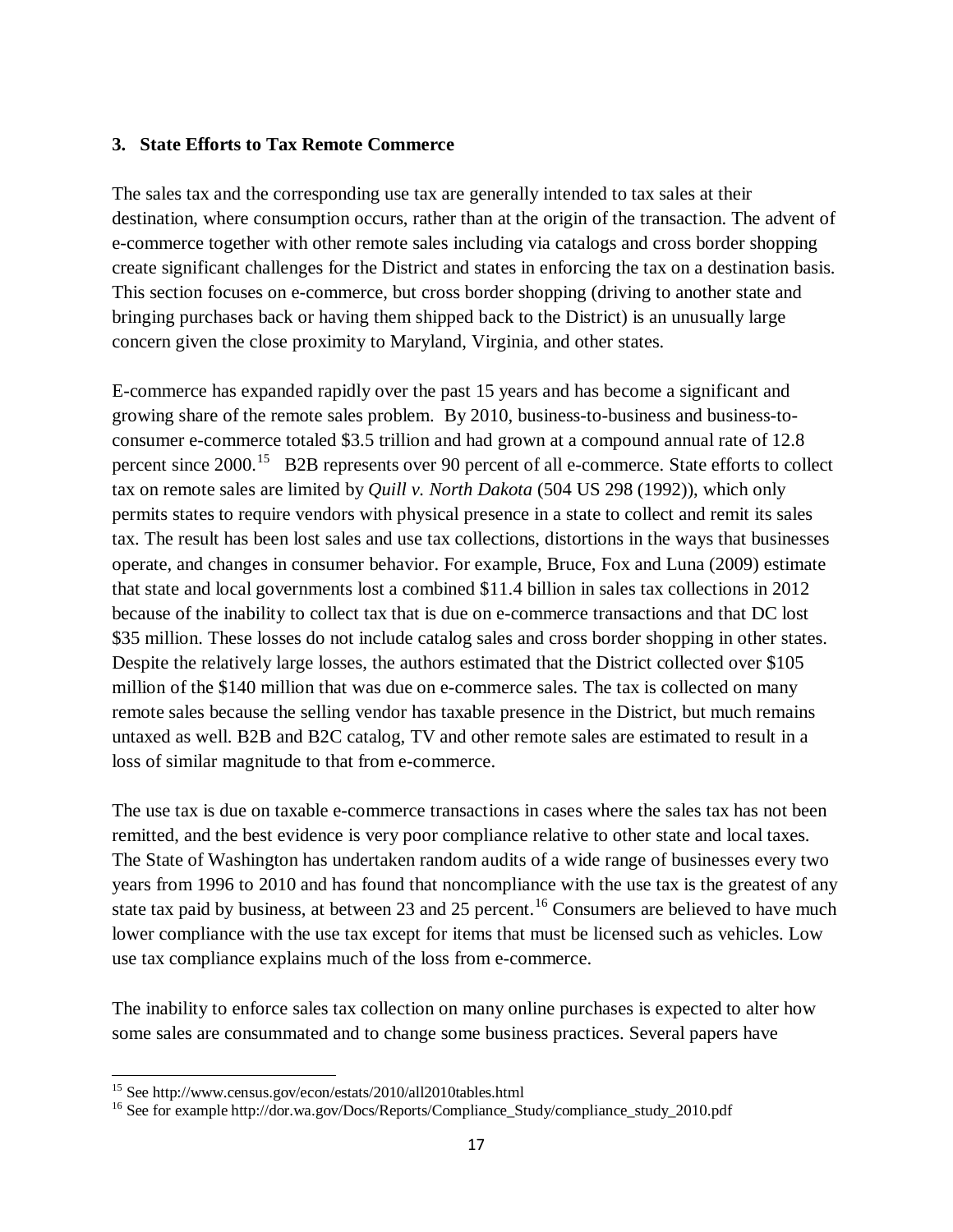### 3. State Efforts to Tax Remote Commerce

The sales tax and the corresponding use tax are generally intended to tax sales at their destination, where consumption occurs, rather than at the origin of the transaction. The advent of e-commerce together with other remote sales including via catalogs and cross border shopping create significant challenges for the District and states in enforcing the tax on a destination basis. This section focuses on e-commerce, but cross border shopping (driving to another state and bringing purchases back or having them shipped back to the District) is an unusually large concern given the close proximity to Maryland, Virginia, and other states.

E-commerce has expanded rapidly over the past 15 years and has become a significant and growing share of the remote sales problem. By 2010, business-to-business and business-to-consumer e-commerce totaled $3.5 trillion and had grown at a compound annual rate of 12.8 percent since 2000.[15] B2B represents over 90 percent of all e-commerce. State efforts to collect tax on remote sales are limited by *Quill v. North Dakota* (504 US 298 (1992)), which only permits states to require vendors with physical presence in a state to collect and remit its sales tax. The result has been lost sales and use tax collections, distortions in the ways that businesses operate, and changes in consumer behavior. For example, Bruce, Fox and Luna (2009) estimate that state and local governments lost a combined $11.4 billion in sales tax collections in 2012 because of the inability to collect tax that is due on e-commerce transactions and that DC lost $35 million. These losses do not include catalog sales and cross border shopping in other states. Despite the relatively large losses, the authors estimated that the District collected over $105 million of the $140 million that was due on e-commerce sales. The tax is collected on many remote sales because the selling vendor has taxable presence in the District, but much remains untaxed as well. B2B and B2C catalog, TV and other remote sales are estimated to result in a loss of similar magnitude to that from e-commerce.

The use tax is due on taxable e-commerce transactions in cases where the sales tax has not been remitted, and the best evidence is very poor compliance relative to other state and local taxes. The State of Washington has undertaken random audits of a wide range of businesses every two years from 1996 to 2010 and has found that noncompliance with the use tax is the greatest of any state tax paid by business, at between 23 and 25 percent.[16] Consumers are believed to have much lower compliance with the use tax except for items that must be licensed such as vehicles. Low use tax compliance explains much of the loss from e-commerce.

The inability to enforce sales tax collection on many online purchases is expected to alter how some sales are consummated and to change some business practices. Several papers have

---

[15] See http://www.census.gov/econ/estats/2010/all2010tables.html

[16] See for example http://dor.wa.gov/Docs/Reports/Compliance_Study/compliance_study_2010.pdf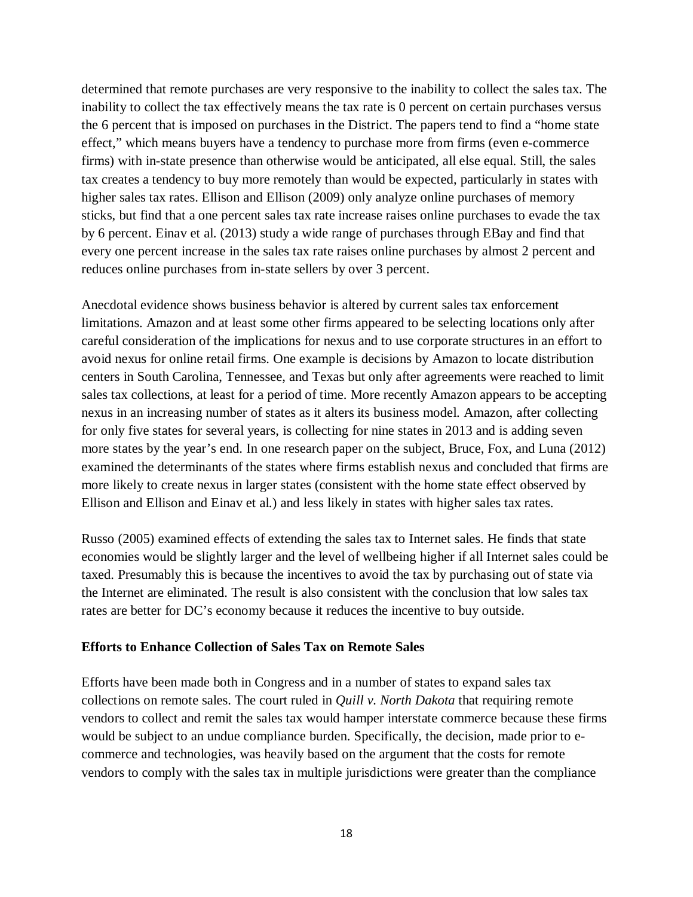determined that remote purchases are very responsive to the inability to collect the sales tax. The inability to collect the tax effectively means the tax rate is 0 percent on certain purchases versus the 6 percent that is imposed on purchases in the District. The papers tend to find a "home state effect," which means buyers have a tendency to purchase more from firms (even e-commerce firms) with in-state presence than otherwise would be anticipated, all else equal. Still, the sales tax creates a tendency to buy more remotely than would be expected, particularly in states with higher sales tax rates. Ellison and Ellison (2009) only analyze online purchases of memory sticks, but find that a one percent sales tax rate increase raises online purchases to evade the tax by 6 percent. Einav et al. (2013) study a wide range of purchases through EBay and find that every one percent increase in the sales tax rate raises online purchases by almost 2 percent and reduces online purchases from in-state sellers by over 3 percent.

Anecdotal evidence shows business behavior is altered by current sales tax enforcement limitations. Amazon and at least some other firms appeared to be selecting locations only after careful consideration of the implications for nexus and to use corporate structures in an effort to avoid nexus for online retail firms. One example is decisions by Amazon to locate distribution centers in South Carolina, Tennessee, and Texas but only after agreements were reached to limit sales tax collections, at least for a period of time. More recently Amazon appears to be accepting nexus in an increasing number of states as it alters its business model. Amazon, after collecting for only five states for several years, is collecting for nine states in 2013 and is adding seven more states by the year's end. In one research paper on the subject, Bruce, Fox, and Luna (2012) examined the determinants of the states where firms establish nexus and concluded that firms are more likely to create nexus in larger states (consistent with the home state effect observed by Ellison and Ellison and Einav et al.) and less likely in states with higher sales tax rates.

Russo (2005) examined effects of extending the sales tax to Internet sales. He finds that state economies would be slightly larger and the level of wellbeing higher if all Internet sales could be taxed. Presumably this is because the incentives to avoid the tax by purchasing out of state via the Internet are eliminated. The result is also consistent with the conclusion that low sales tax rates are better for DC's economy because it reduces the incentive to buy outside.

**Efforts to Enhance Collection of Sales Tax on Remote Sales**

Efforts have been made both in Congress and in a number of states to expand sales tax collections on remote sales. The court ruled in *Quill v. North Dakota* that requiring remote vendors to collect and remit the sales tax would hamper interstate commerce because these firms would be subject to an undue compliance burden. Specifically, the decision, made prior to e-commerce and technologies, was heavily based on the argument that the costs for remote vendors to comply with the sales tax in multiple jurisdictions were greater than the compliance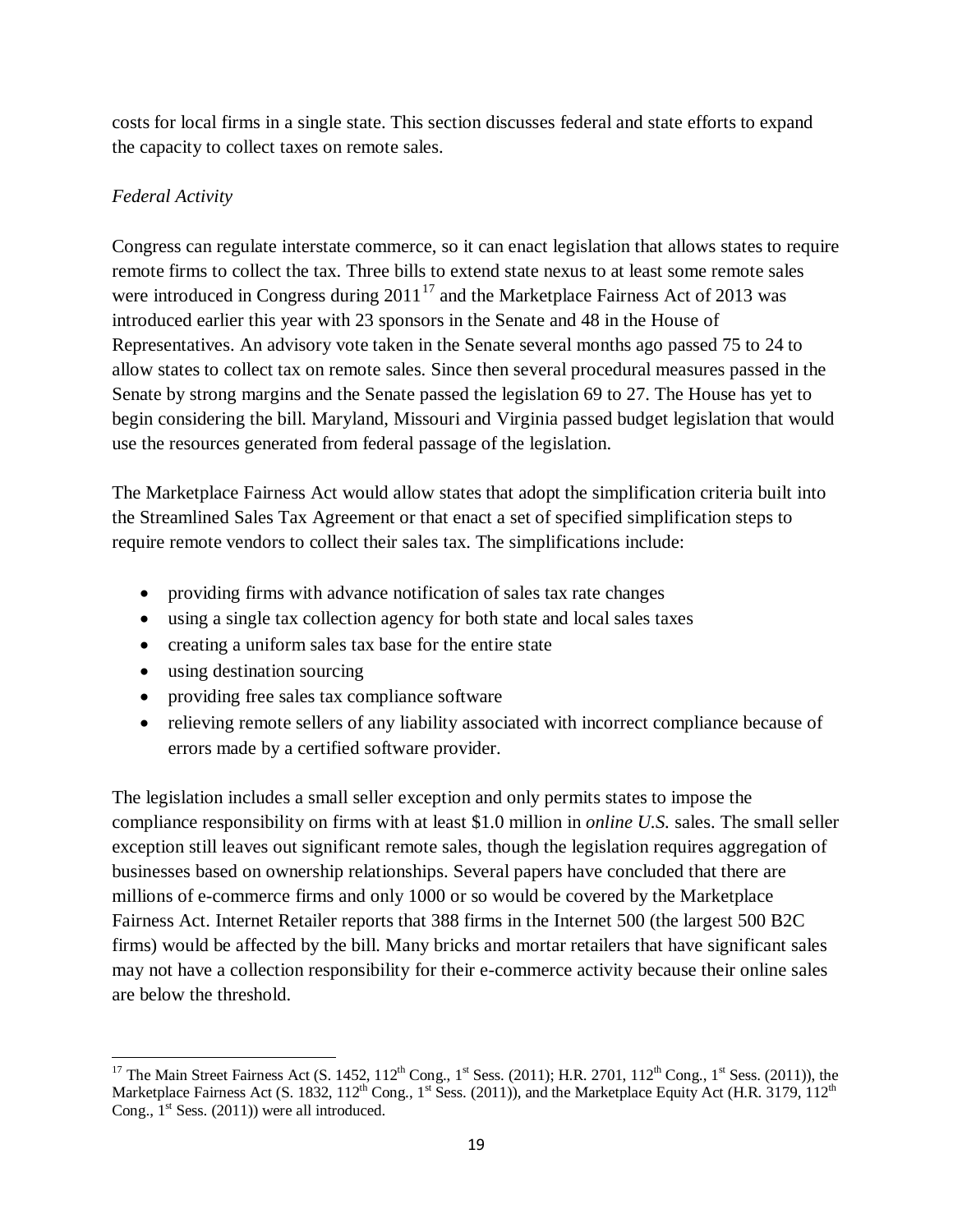costs for local firms in a single state. This section discusses federal and state efforts to expand the capacity to collect taxes on remote sales.

*Federal Activity*

Congress can regulate interstate commerce, so it can enact legislation that allows states to require remote firms to collect the tax. Three bills to extend state nexus to at least some remote sales were introduced in Congress during 2011[17] and the Marketplace Fairness Act of 2013 was introduced earlier this year with 23 sponsors in the Senate and 48 in the House of Representatives. An advisory vote taken in the Senate several months ago passed 75 to 24 to allow states to collect tax on remote sales. Since then several procedural measures passed in the Senate by strong margins and the Senate passed the legislation 69 to 27. The House has yet to begin considering the bill. Maryland, Missouri and Virginia passed budget legislation that would use the resources generated from federal passage of the legislation.

The Marketplace Fairness Act would allow states that adopt the simplification criteria built into the Streamlined Sales Tax Agreement or that enact a set of specified simplification steps to require remote vendors to collect their sales tax. The simplifications include:

- providing firms with advance notification of sales tax rate changes
- using a single tax collection agency for both state and local sales taxes
- creating a uniform sales tax base for the entire state
- using destination sourcing
- providing free sales tax compliance software
- relieving remote sellers of any liability associated with incorrect compliance because of errors made by a certified software provider.

The legislation includes a small seller exception and only permits states to impose the compliance responsibility on firms with at least $1.0 million in *online U.S.* sales. The small seller exception still leaves out significant remote sales, though the legislation requires aggregation of businesses based on ownership relationships. Several papers have concluded that there are millions of e-commerce firms and only 1000 or so would be covered by the Marketplace Fairness Act. Internet Retailer reports that 388 firms in the Internet 500 (the largest 500 B2C firms) would be affected by the bill. Many bricks and mortar retailers that have significant sales may not have a collection responsibility for their e-commerce activity because their online sales are below the threshold.

[17] The Main Street Fairness Act (S. 1452, 112th Cong., 1st Sess. (2011); H.R. 2701, 112th Cong., 1st Sess. (2011)), the Marketplace Fairness Act (S. 1832, 112th Cong., 1st Sess. (2011)), and the Marketplace Equity Act (H.R. 3179, 112th Cong., 1st Sess. (2011)) were all introduced.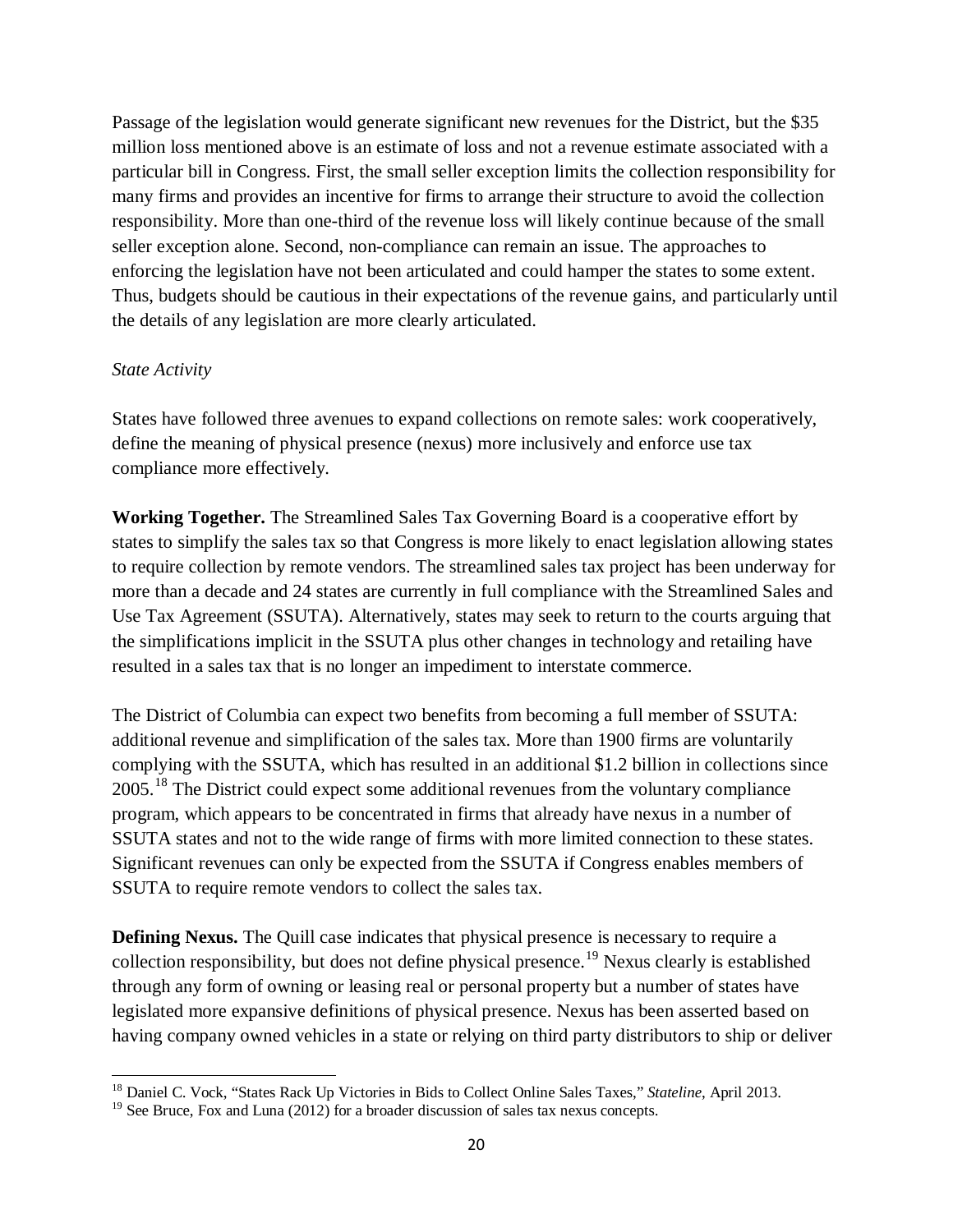Passage of the legislation would generate significant new revenues for the District, but the $35 million loss mentioned above is an estimate of loss and not a revenue estimate associated with a particular bill in Congress. First, the small seller exception limits the collection responsibility for many firms and provides an incentive for firms to arrange their structure to avoid the collection responsibility. More than one-third of the revenue loss will likely continue because of the small seller exception alone. Second, non-compliance can remain an issue. The approaches to enforcing the legislation have not been articulated and could hamper the states to some extent. Thus, budgets should be cautious in their expectations of the revenue gains, and particularly until the details of any legislation are more clearly articulated.

*State Activity*

States have followed three avenues to expand collections on remote sales: work cooperatively, define the meaning of physical presence (nexus) more inclusively and enforce use tax compliance more effectively.

**Working Together.** The Streamlined Sales Tax Governing Board is a cooperative effort by states to simplify the sales tax so that Congress is more likely to enact legislation allowing states to require collection by remote vendors. The streamlined sales tax project has been underway for more than a decade and 24 states are currently in full compliance with the Streamlined Sales and Use Tax Agreement (SSUTA). Alternatively, states may seek to return to the courts arguing that the simplifications implicit in the SSUTA plus other changes in technology and retailing have resulted in a sales tax that is no longer an impediment to interstate commerce.

The District of Columbia can expect two benefits from becoming a full member of SSUTA: additional revenue and simplification of the sales tax. More than 1900 firms are voluntarily complying with the SSUTA, which has resulted in an additional $1.2 billion in collections since 2005.[18] The District could expect some additional revenues from the voluntary compliance program, which appears to be concentrated in firms that already have nexus in a number of SSUTA states and not to the wide range of firms with more limited connection to these states. Significant revenues can only be expected from the SSUTA if Congress enables members of SSUTA to require remote vendors to collect the sales tax.

**Defining Nexus.** The Quill case indicates that physical presence is necessary to require a collection responsibility, but does not define physical presence.[19] Nexus clearly is established through any form of owning or leasing real or personal property but a number of states have legislated more expansive definitions of physical presence. Nexus has been asserted based on having company owned vehicles in a state or relying on third party distributors to ship or deliver

[18] Daniel C. Vock, "States Rack Up Victories in Bids to Collect Online Sales Taxes," *Stateline*, April 2013.

[19] See Bruce, Fox and Luna (2012) for a broader discussion of sales tax nexus concepts.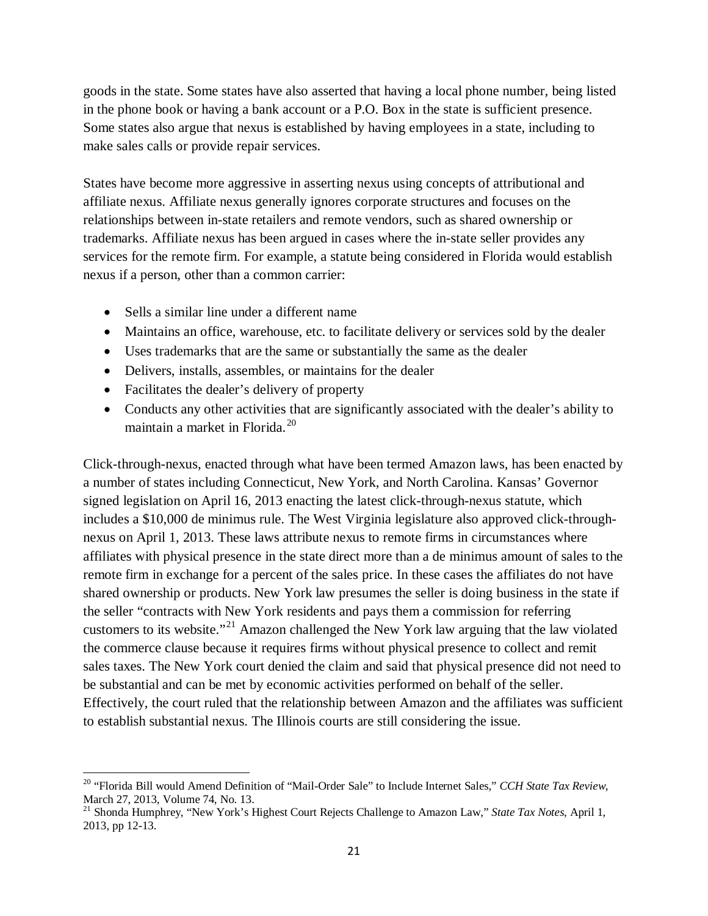goods in the state. Some states have also asserted that having a local phone number, being listed in the phone book or having a bank account or a P.O. Box in the state is sufficient presence. Some states also argue that nexus is established by having employees in a state, including to make sales calls or provide repair services.

States have become more aggressive in asserting nexus using concepts of attributional and affiliate nexus. Affiliate nexus generally ignores corporate structures and focuses on the relationships between in-state retailers and remote vendors, such as shared ownership or trademarks. Affiliate nexus has been argued in cases where the in-state seller provides any services for the remote firm. For example, a statute being considered in Florida would establish nexus if a person, other than a common carrier:

- Sells a similar line under a different name
- Maintains an office, warehouse, etc. to facilitate delivery or services sold by the dealer
- Uses trademarks that are the same or substantially the same as the dealer
- Delivers, installs, assembles, or maintains for the dealer
- Facilitates the dealer's delivery of property
- Conducts any other activities that are significantly associated with the dealer's ability to maintain a market in Florida.[20]

Click-through-nexus, enacted through what have been termed Amazon laws, has been enacted by a number of states including Connecticut, New York, and North Carolina. Kansas' Governor signed legislation on April 16, 2013 enacting the latest click-through-nexus statute, which includes a $10,000 de minimus rule. The West Virginia legislature also approved click-through-nexus on April 1, 2013. These laws attribute nexus to remote firms in circumstances where affiliates with physical presence in the state direct more than a de minimus amount of sales to the remote firm in exchange for a percent of the sales price. In these cases the affiliates do not have shared ownership or products. New York law presumes the seller is doing business in the state if the seller "contracts with New York residents and pays them a commission for referring customers to its website."[21] Amazon challenged the New York law arguing that the law violated the commerce clause because it requires firms without physical presence to collect and remit sales taxes. The New York court denied the claim and said that physical presence did not need to be substantial and can be met by economic activities performed on behalf of the seller. Effectively, the court ruled that the relationship between Amazon and the affiliates was sufficient to establish substantial nexus. The Illinois courts are still considering the issue.

---

[20] "Florida Bill would Amend Definition of "Mail-Order Sale" to Include Internet Sales," *CCH State Tax Review*, March 27, 2013, Volume 74, No. 13.

[21] Shonda Humphrey, "New York's Highest Court Rejects Challenge to Amazon Law," *State Tax Notes*, April 1, 2013, pp 12-13.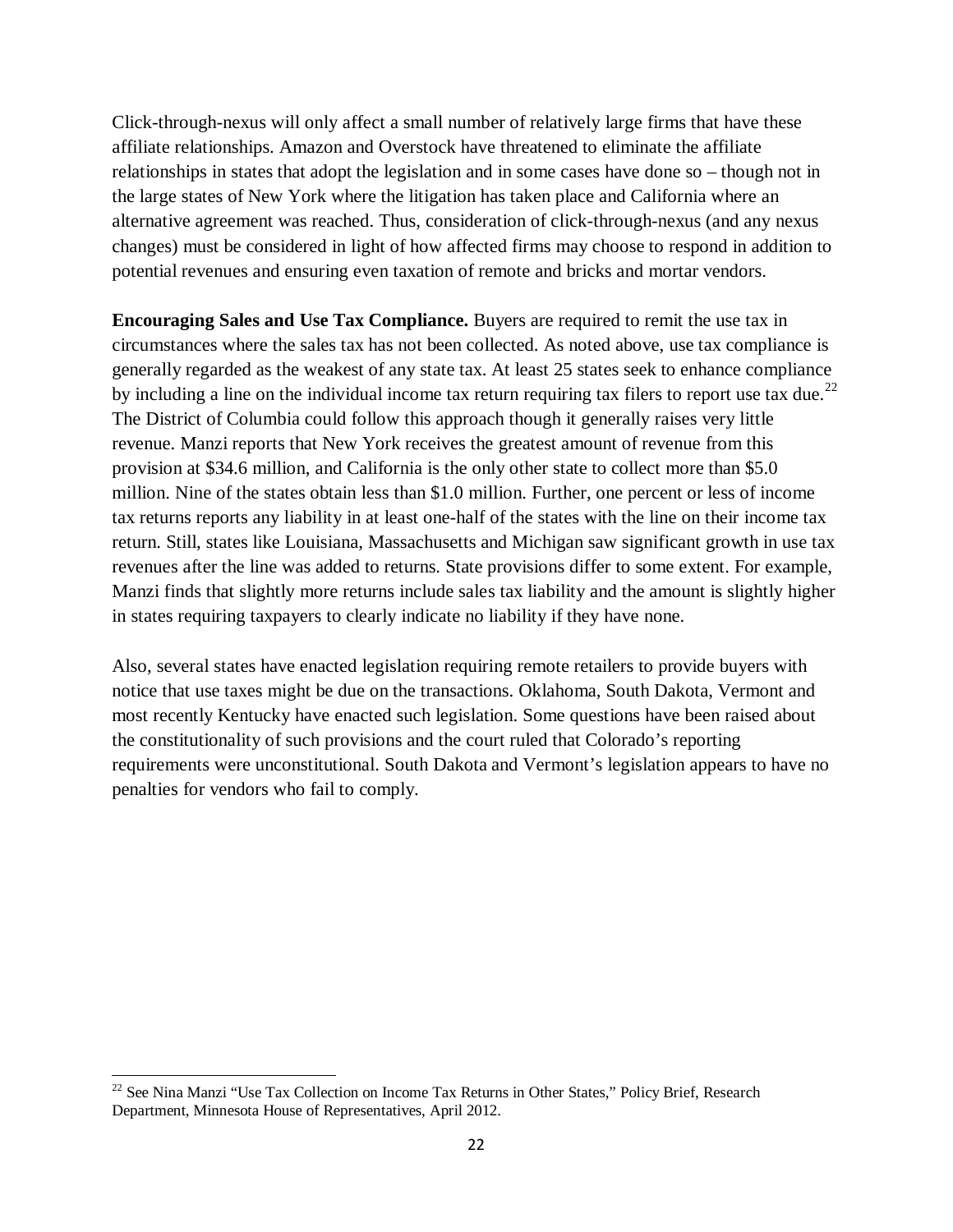Click-through-nexus will only affect a small number of relatively large firms that have these affiliate relationships. Amazon and Overstock have threatened to eliminate the affiliate relationships in states that adopt the legislation and in some cases have done so – though not in the large states of New York where the litigation has taken place and California where an alternative agreement was reached. Thus, consideration of click-through-nexus (and any nexus changes) must be considered in light of how affected firms may choose to respond in addition to potential revenues and ensuring even taxation of remote and bricks and mortar vendors.

**Encouraging Sales and Use Tax Compliance.** Buyers are required to remit the use tax in circumstances where the sales tax has not been collected. As noted above, use tax compliance is generally regarded as the weakest of any state tax. At least 25 states seek to enhance compliance by including a line on the individual income tax return requiring tax filers to report use tax due.[22] The District of Columbia could follow this approach though it generally raises very little revenue. Manzi reports that New York receives the greatest amount of revenue from this provision at $34.6 million, and California is the only other state to collect more than $5.0 million. Nine of the states obtain less than $1.0 million. Further, one percent or less of income tax returns reports any liability in at least one-half of the states with the line on their income tax return. Still, states like Louisiana, Massachusetts and Michigan saw significant growth in use tax revenues after the line was added to returns. State provisions differ to some extent. For example, Manzi finds that slightly more returns include sales tax liability and the amount is slightly higher in states requiring taxpayers to clearly indicate no liability if they have none.

Also, several states have enacted legislation requiring remote retailers to provide buyers with notice that use taxes might be due on the transactions. Oklahoma, South Dakota, Vermont and most recently Kentucky have enacted such legislation. Some questions have been raised about the constitutionality of such provisions and the court ruled that Colorado's reporting requirements were unconstitutional. South Dakota and Vermont's legislation appears to have no penalties for vendors who fail to comply.

---

[22] See Nina Manzi "Use Tax Collection on Income Tax Returns in Other States," Policy Brief, Research Department, Minnesota House of Representatives, April 2012.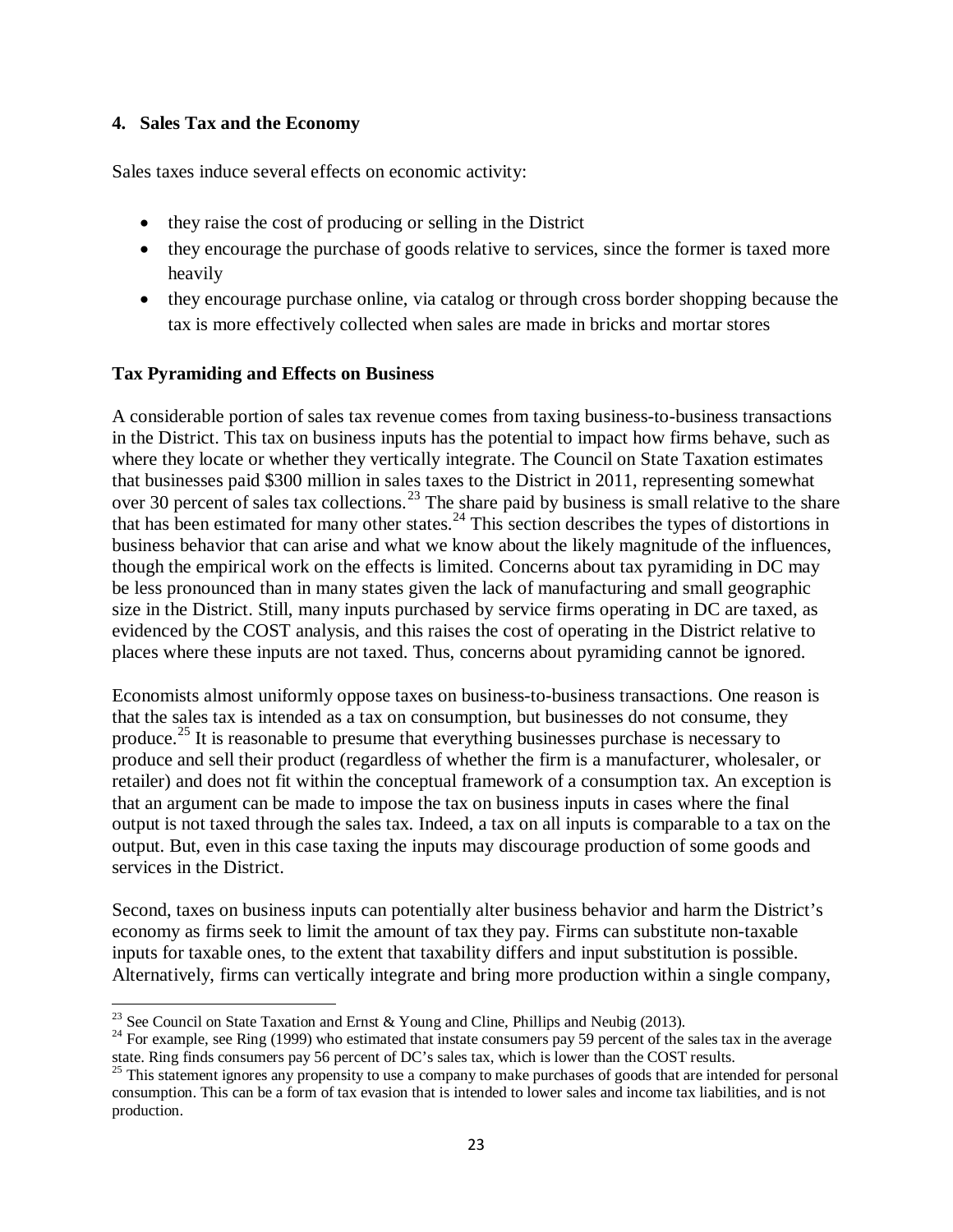## 4. Sales Tax and the Economy

Sales taxes induce several effects on economic activity:

- they raise the cost of producing or selling in the District
- they encourage the purchase of goods relative to services, since the former is taxed more heavily
- they encourage purchase online, via catalog or through cross border shopping because the tax is more effectively collected when sales are made in bricks and mortar stores

### Tax Pyramiding and Effects on Business

A considerable portion of sales tax revenue comes from taxing business-to-business transactions in the District. This tax on business inputs has the potential to impact how firms behave, such as where they locate or whether they vertically integrate. The Council on State Taxation estimates that businesses paid $300 million in sales taxes to the District in 2011, representing somewhat over 30 percent of sales tax collections.[23] The share paid by business is small relative to the share that has been estimated for many other states.[24] This section describes the types of distortions in business behavior that can arise and what we know about the likely magnitude of the influences, though the empirical work on the effects is limited. Concerns about tax pyramiding in DC may be less pronounced than in many states given the lack of manufacturing and small geographic size in the District. Still, many inputs purchased by service firms operating in DC are taxed, as evidenced by the COST analysis, and this raises the cost of operating in the District relative to places where these inputs are not taxed. Thus, concerns about pyramiding cannot be ignored.

Economists almost uniformly oppose taxes on business-to-business transactions. One reason is that the sales tax is intended as a tax on consumption, but businesses do not consume, they produce.[25] It is reasonable to presume that everything businesses purchase is necessary to produce and sell their product (regardless of whether the firm is a manufacturer, wholesaler, or retailer) and does not fit within the conceptual framework of a consumption tax. An exception is that an argument can be made to impose the tax on business inputs in cases where the final output is not taxed through the sales tax. Indeed, a tax on all inputs is comparable to a tax on the output. But, even in this case taxing the inputs may discourage production of some goods and services in the District.

Second, taxes on business inputs can potentially alter business behavior and harm the District's economy as firms seek to limit the amount of tax they pay. Firms can substitute non-taxable inputs for taxable ones, to the extent that taxability differs and input substitution is possible. Alternatively, firms can vertically integrate and bring more production within a single company,

---

[23] See Council on State Taxation and Ernst & Young and Cline, Phillips and Neubig (2013).

[24] For example, see Ring (1999) who estimated that instate consumers pay 59 percent of the sales tax in the average state. Ring finds consumers pay 56 percent of DC's sales tax, which is lower than the COST results.

[25] This statement ignores any propensity to use a company to make purchases of goods that are intended for personal consumption. This can be a form of tax evasion that is intended to lower sales and income tax liabilities, and is not production.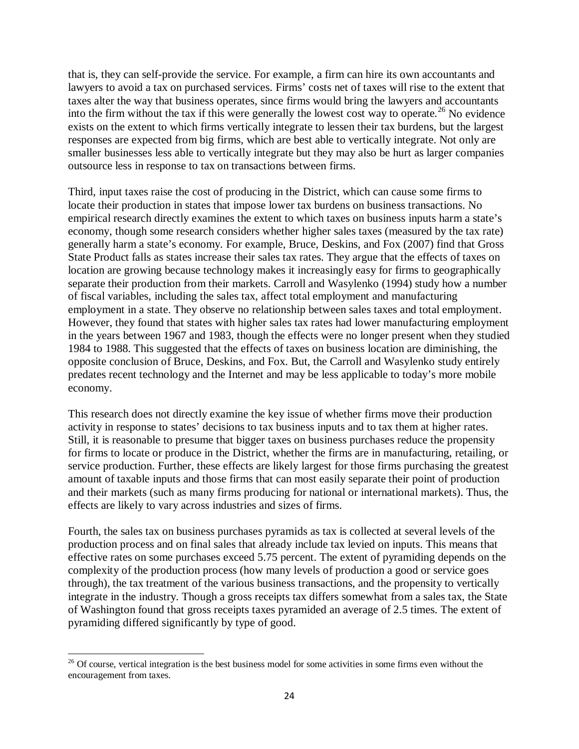that is, they can self-provide the service. For example, a firm can hire its own accountants and lawyers to avoid a tax on purchased services. Firms' costs net of taxes will rise to the extent that taxes alter the way that business operates, since firms would bring the lawyers and accountants into the firm without the tax if this were generally the lowest cost way to operate.[26] No evidence exists on the extent to which firms vertically integrate to lessen their tax burdens, but the largest responses are expected from big firms, which are best able to vertically integrate. Not only are smaller businesses less able to vertically integrate but they may also be hurt as larger companies outsource less in response to tax on transactions between firms.

Third, input taxes raise the cost of producing in the District, which can cause some firms to locate their production in states that impose lower tax burdens on business transactions. No empirical research directly examines the extent to which taxes on business inputs harm a state's economy, though some research considers whether higher sales taxes (measured by the tax rate) generally harm a state's economy. For example, Bruce, Deskins, and Fox (2007) find that Gross State Product falls as states increase their sales tax rates. They argue that the effects of taxes on location are growing because technology makes it increasingly easy for firms to geographically separate their production from their markets. Carroll and Wasylenko (1994) study how a number of fiscal variables, including the sales tax, affect total employment and manufacturing employment in a state. They observe no relationship between sales taxes and total employment. However, they found that states with higher sales tax rates had lower manufacturing employment in the years between 1967 and 1983, though the effects were no longer present when they studied 1984 to 1988. This suggested that the effects of taxes on business location are diminishing, the opposite conclusion of Bruce, Deskins, and Fox. But, the Carroll and Wasylenko study entirely predates recent technology and the Internet and may be less applicable to today's more mobile economy.

This research does not directly examine the key issue of whether firms move their production activity in response to states' decisions to tax business inputs and to tax them at higher rates. Still, it is reasonable to presume that bigger taxes on business purchases reduce the propensity for firms to locate or produce in the District, whether the firms are in manufacturing, retailing, or service production. Further, these effects are likely largest for those firms purchasing the greatest amount of taxable inputs and those firms that can most easily separate their point of production and their markets (such as many firms producing for national or international markets). Thus, the effects are likely to vary across industries and sizes of firms.

Fourth, the sales tax on business purchases pyramids as tax is collected at several levels of the production process and on final sales that already include tax levied on inputs. This means that effective rates on some purchases exceed 5.75 percent. The extent of pyramiding depends on the complexity of the production process (how many levels of production a good or service goes through), the tax treatment of the various business transactions, and the propensity to vertically integrate in the industry. Though a gross receipts tax differs somewhat from a sales tax, the State of Washington found that gross receipts taxes pyramided an average of 2.5 times. The extent of pyramiding differed significantly by type of good.

[26] Of course, vertical integration is the best business model for some activities in some firms even without the encouragement from taxes.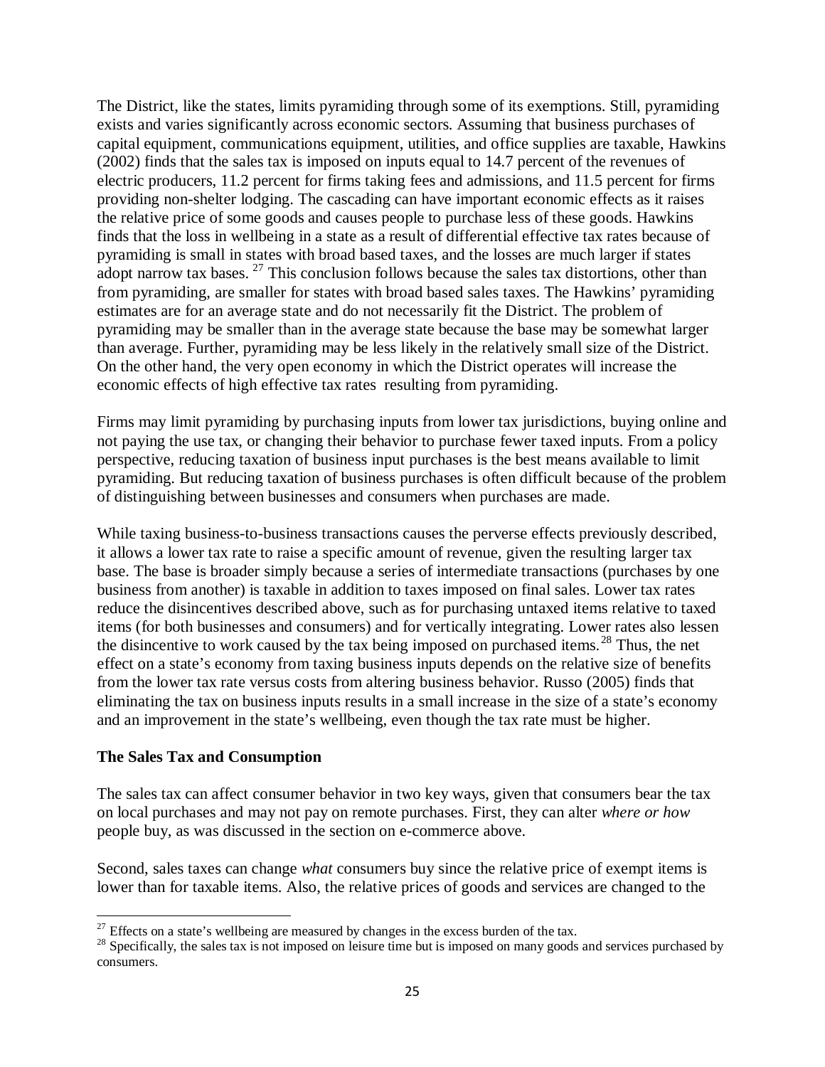The District, like the states, limits pyramiding through some of its exemptions. Still, pyramiding exists and varies significantly across economic sectors. Assuming that business purchases of capital equipment, communications equipment, utilities, and office supplies are taxable, Hawkins (2002) finds that the sales tax is imposed on inputs equal to 14.7 percent of the revenues of electric producers, 11.2 percent for firms taking fees and admissions, and 11.5 percent for firms providing non-shelter lodging. The cascading can have important economic effects as it raises the relative price of some goods and causes people to purchase less of these goods. Hawkins finds that the loss in wellbeing in a state as a result of differential effective tax rates because of pyramiding is small in states with broad based taxes, and the losses are much larger if states adopt narrow tax bases. [27] This conclusion follows because the sales tax distortions, other than from pyramiding, are smaller for states with broad based sales taxes. The Hawkins' pyramiding estimates are for an average state and do not necessarily fit the District. The problem of pyramiding may be smaller than in the average state because the base may be somewhat larger than average. Further, pyramiding may be less likely in the relatively small size of the District. On the other hand, the very open economy in which the District operates will increase the economic effects of high effective tax rates resulting from pyramiding.

Firms may limit pyramiding by purchasing inputs from lower tax jurisdictions, buying online and not paying the use tax, or changing their behavior to purchase fewer taxed inputs. From a policy perspective, reducing taxation of business input purchases is the best means available to limit pyramiding. But reducing taxation of business purchases is often difficult because of the problem of distinguishing between businesses and consumers when purchases are made.

While taxing business-to-business transactions causes the perverse effects previously described, it allows a lower tax rate to raise a specific amount of revenue, given the resulting larger tax base. The base is broader simply because a series of intermediate transactions (purchases by one business from another) is taxable in addition to taxes imposed on final sales. Lower tax rates reduce the disincentives described above, such as for purchasing untaxed items relative to taxed items (for both businesses and consumers) and for vertically integrating. Lower rates also lessen the disincentive to work caused by the tax being imposed on purchased items. [28] Thus, the net effect on a state's economy from taxing business inputs depends on the relative size of benefits from the lower tax rate versus costs from altering business behavior. Russo (2005) finds that eliminating the tax on business inputs results in a small increase in the size of a state's economy and an improvement in the state's wellbeing, even though the tax rate must be higher.

**The Sales Tax and Consumption**

The sales tax can affect consumer behavior in two key ways, given that consumers bear the tax on local purchases and may not pay on remote purchases. First, they can alter *where or how* people buy, as was discussed in the section on e-commerce above.

Second, sales taxes can change *what* consumers buy since the relative price of exempt items is lower than for taxable items. Also, the relative prices of goods and services are changed to the

---

[27] Effects on a state's wellbeing are measured by changes in the excess burden of the tax.

[28] Specifically, the sales tax is not imposed on leisure time but is imposed on many goods and services purchased by consumers.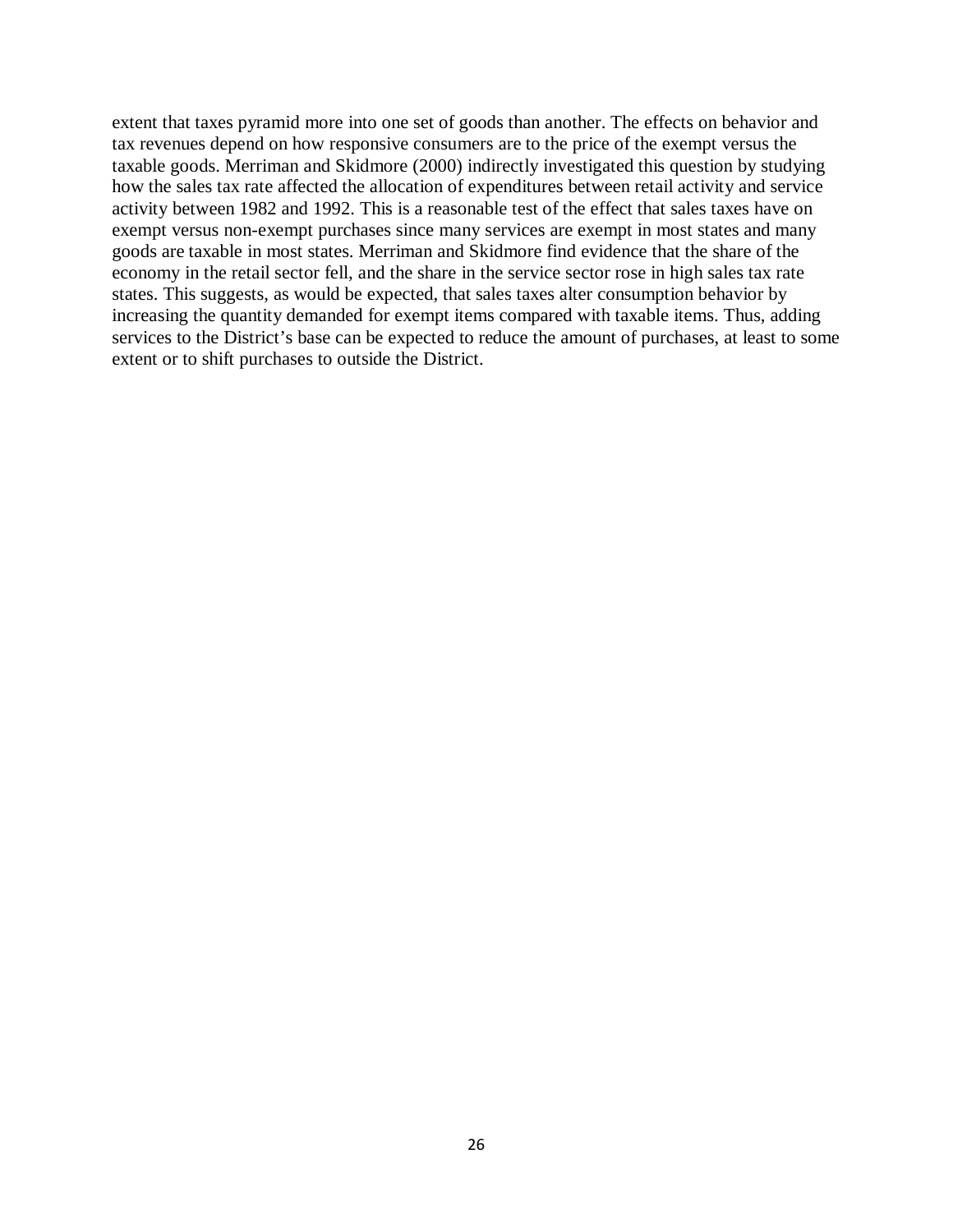extent that taxes pyramid more into one set of goods than another. The effects on behavior and tax revenues depend on how responsive consumers are to the price of the exempt versus the taxable goods. Merriman and Skidmore (2000) indirectly investigated this question by studying how the sales tax rate affected the allocation of expenditures between retail activity and service activity between 1982 and 1992. This is a reasonable test of the effect that sales taxes have on exempt versus non-exempt purchases since many services are exempt in most states and many goods are taxable in most states. Merriman and Skidmore find evidence that the share of the economy in the retail sector fell, and the share in the service sector rose in high sales tax rate states. This suggests, as would be expected, that sales taxes alter consumption behavior by increasing the quantity demanded for exempt items compared with taxable items. Thus, adding services to the District's base can be expected to reduce the amount of purchases, at least to some extent or to shift purchases to outside the District.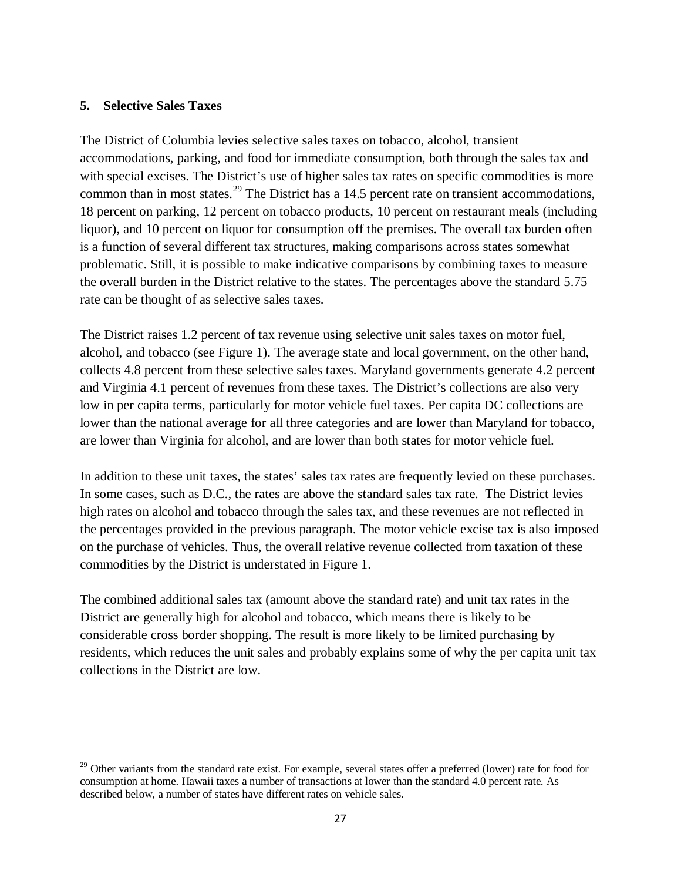## 5. Selective Sales Taxes

The District of Columbia levies selective sales taxes on tobacco, alcohol, transient accommodations, parking, and food for immediate consumption, both through the sales tax and with special excises. The District's use of higher sales tax rates on specific commodities is more common than in most states.[29] The District has a 14.5 percent rate on transient accommodations, 18 percent on parking, 12 percent on tobacco products, 10 percent on restaurant meals (including liquor), and 10 percent on liquor for consumption off the premises. The overall tax burden often is a function of several different tax structures, making comparisons across states somewhat problematic. Still, it is possible to make indicative comparisons by combining taxes to measure the overall burden in the District relative to the states. The percentages above the standard 5.75 rate can be thought of as selective sales taxes.

The District raises 1.2 percent of tax revenue using selective unit sales taxes on motor fuel, alcohol, and tobacco (see Figure 1). The average state and local government, on the other hand, collects 4.8 percent from these selective sales taxes. Maryland governments generate 4.2 percent and Virginia 4.1 percent of revenues from these taxes. The District's collections are also very low in per capita terms, particularly for motor vehicle fuel taxes. Per capita DC collections are lower than the national average for all three categories and are lower than Maryland for tobacco, are lower than Virginia for alcohol, and are lower than both states for motor vehicle fuel.

In addition to these unit taxes, the states' sales tax rates are frequently levied on these purchases. In some cases, such as D.C., the rates are above the standard sales tax rate. The District levies high rates on alcohol and tobacco through the sales tax, and these revenues are not reflected in the percentages provided in the previous paragraph. The motor vehicle excise tax is also imposed on the purchase of vehicles. Thus, the overall relative revenue collected from taxation of these commodities by the District is understated in Figure 1.

The combined additional sales tax (amount above the standard rate) and unit tax rates in the District are generally high for alcohol and tobacco, which means there is likely to be considerable cross border shopping. The result is more likely to be limited purchasing by residents, which reduces the unit sales and probably explains some of why the per capita unit tax collections in the District are low.

---

[29] Other variants from the standard rate exist. For example, several states offer a preferred (lower) rate for food for consumption at home. Hawaii taxes a number of transactions at lower than the standard 4.0 percent rate. As described below, a number of states have different rates on vehicle sales.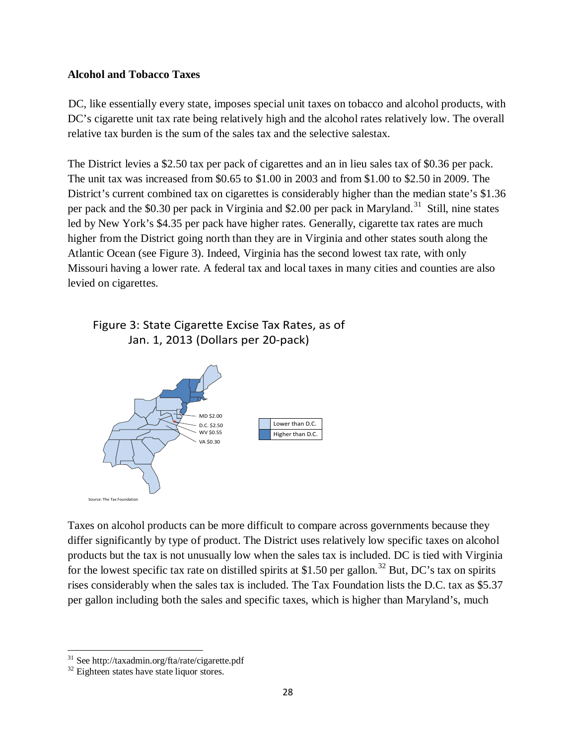**Alcohol and Tobacco Taxes**

DC, like essentially every state, imposes special unit taxes on tobacco and alcohol products, with DC's cigarette unit tax rate being relatively high and the alcohol rates relatively low. The overall relative tax burden is the sum of the sales tax and the selective salestax.

The District levies a $2.50 tax per pack of cigarettes and an in lieu sales tax of $0.36 per pack. The unit tax was increased from $0.65 to $1.00 in 2003 and from $1.00 to $2.50 in 2009. The District's current combined tax on cigarettes is considerably higher than the median state's $1.36 per pack and the $0.30 per pack in Virginia and $2.00 per pack in Maryland.[31] Still, nine states led by New York's $4.35 per pack have higher rates. Generally, cigarette tax rates are much higher from the District going north than they are in Virginia and other states south along the Atlantic Ocean (see Figure 3). Indeed, Virginia has the second lowest tax rate, with only Missouri having a lower rate. A federal tax and local taxes in many cities and counties are also levied on cigarettes.

Figure 3: State Cigarette Excise Tax Rates, as of Jan. 1, 2013 (Dollars per 20-pack)

MD $2.00
D.C. $2.50
WV $0.55
VA $0.30

Lower than D.C.
Higher than D.C.

Source: The Tax Foundation

Taxes on alcohol products can be more difficult to compare across governments because they differ significantly by type of product. The District uses relatively low specific taxes on alcohol products but the tax is not unusually low when the sales tax is included. DC is tied with Virginia for the lowest specific tax rate on distilled spirits at $1.50 per gallon.[32] But, DC's tax on spirits rises considerably when the sales tax is included. The Tax Foundation lists the D.C. tax as $5.37 per gallon including both the sales and specific taxes, which is higher than Maryland's, much

[31] See http://taxadmin.org/fta/rate/cigarette.pdf

[32] Eighteen states have state liquor stores.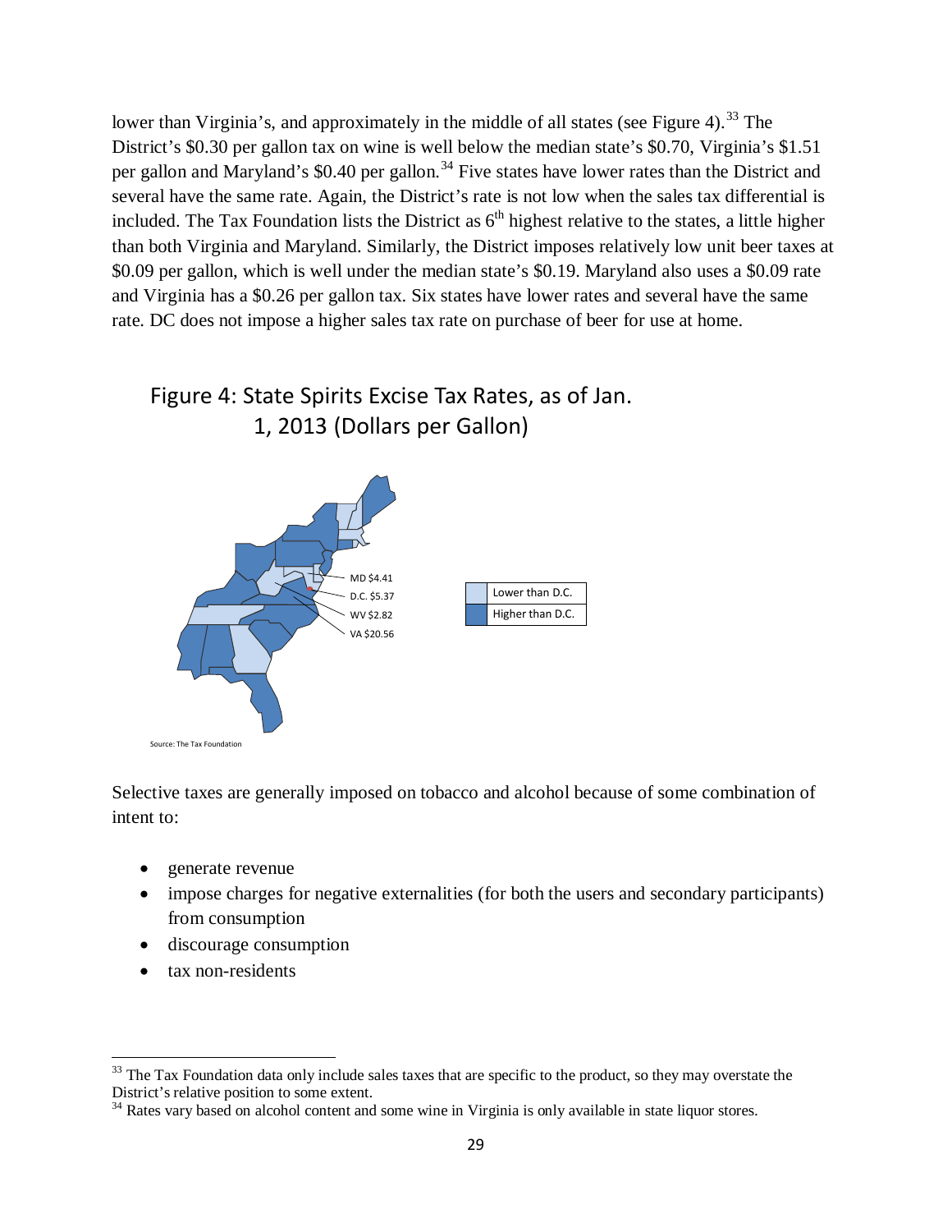lower than Virginia's, and approximately in the middle of all states (see Figure 4).[33] The District's $0.30 per gallon tax on wine is well below the median state's $0.70, Virginia's $1.51 per gallon and Maryland's $0.40 per gallon.[34] Five states have lower rates than the District and several have the same rate. Again, the District's rate is not low when the sales tax differential is included. The Tax Foundation lists the District as 6th highest relative to the states, a little higher than both Virginia and Maryland. Similarly, the District imposes relatively low unit beer taxes at $0.09 per gallon, which is well under the median state's $0.19. Maryland also uses a $0.09 rate and Virginia has a $0.26 per gallon tax. Six states have lower rates and several have the same rate. DC does not impose a higher sales tax rate on purchase of beer for use at home.

## Figure 4: State Spirits Excise Tax Rates, as of Jan. 1, 2013 (Dollars per Gallon)

MD $4.41
D.C. $5.37
WV $2.82
VA $20.56

| | |
|---|---|
| Lower than D.C. | |
| Higher than D.C. | |

Source: The Tax Foundation

Selective taxes are generally imposed on tobacco and alcohol because of some combination of intent to:

- generate revenue
- impose charges for negative externalities (for both the users and secondary participants) from consumption
- discourage consumption
- tax non-residents

---

[33] The Tax Foundation data only include sales taxes that are specific to the product, so they may overstate the District's relative position to some extent.

[34] Rates vary based on alcohol content and some wine in Virginia is only available in state liquor stores.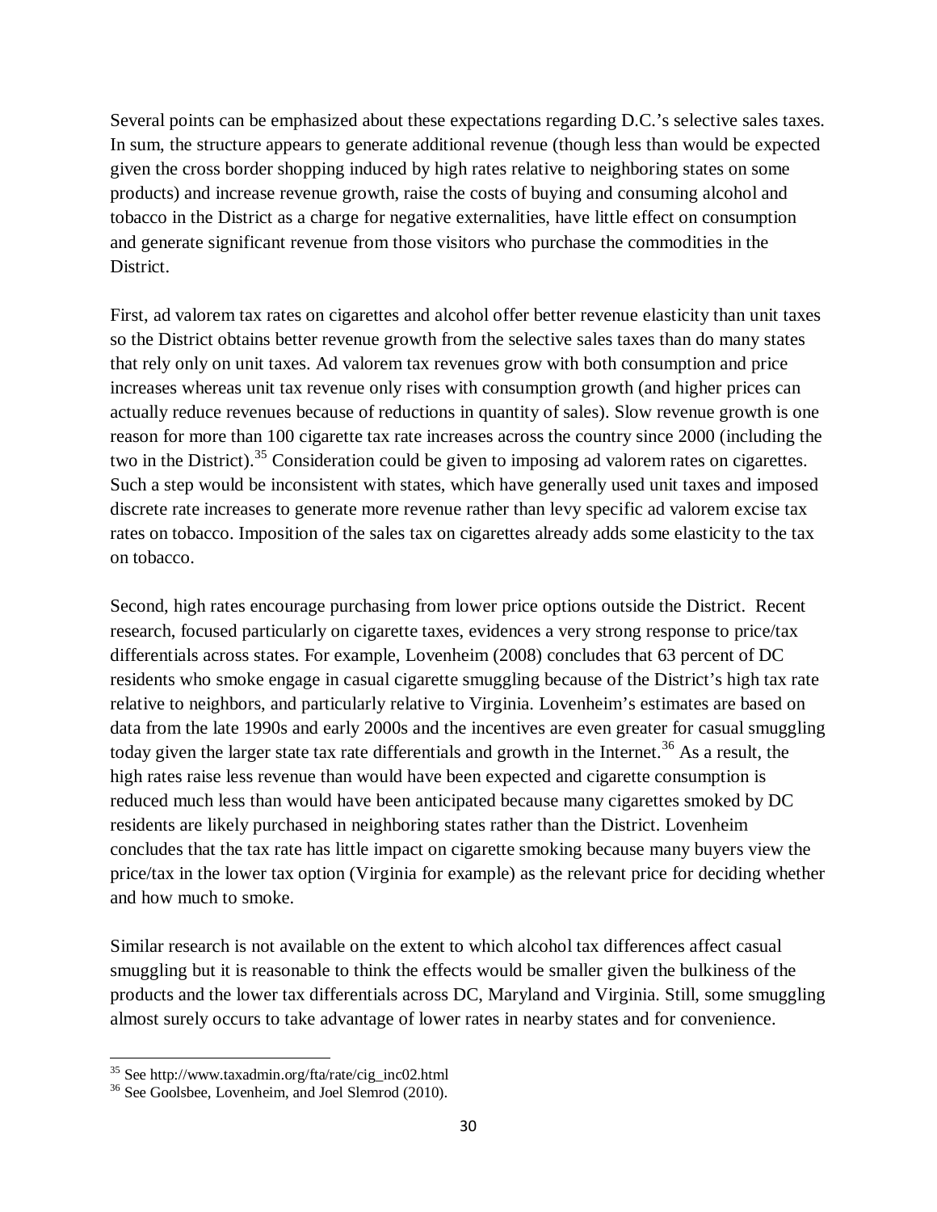Several points can be emphasized about these expectations regarding D.C.'s selective sales taxes. In sum, the structure appears to generate additional revenue (though less than would be expected given the cross border shopping induced by high rates relative to neighboring states on some products) and increase revenue growth, raise the costs of buying and consuming alcohol and tobacco in the District as a charge for negative externalities, have little effect on consumption and generate significant revenue from those visitors who purchase the commodities in the District.

First, ad valorem tax rates on cigarettes and alcohol offer better revenue elasticity than unit taxes so the District obtains better revenue growth from the selective sales taxes than do many states that rely only on unit taxes. Ad valorem tax revenues grow with both consumption and price increases whereas unit tax revenue only rises with consumption growth (and higher prices can actually reduce revenues because of reductions in quantity of sales). Slow revenue growth is one reason for more than 100 cigarette tax rate increases across the country since 2000 (including the two in the District).[35] Consideration could be given to imposing ad valorem rates on cigarettes. Such a step would be inconsistent with states, which have generally used unit taxes and imposed discrete rate increases to generate more revenue rather than levy specific ad valorem excise tax rates on tobacco. Imposition of the sales tax on cigarettes already adds some elasticity to the tax on tobacco.

Second, high rates encourage purchasing from lower price options outside the District. Recent research, focused particularly on cigarette taxes, evidences a very strong response to price/tax differentials across states. For example, Lovenheim (2008) concludes that 63 percent of DC residents who smoke engage in casual cigarette smuggling because of the District's high tax rate relative to neighbors, and particularly relative to Virginia. Lovenheim's estimates are based on data from the late 1990s and early 2000s and the incentives are even greater for casual smuggling today given the larger state tax rate differentials and growth in the Internet.[36] As a result, the high rates raise less revenue than would have been expected and cigarette consumption is reduced much less than would have been anticipated because many cigarettes smoked by DC residents are likely purchased in neighboring states rather than the District. Lovenheim concludes that the tax rate has little impact on cigarette smoking because many buyers view the price/tax in the lower tax option (Virginia for example) as the relevant price for deciding whether and how much to smoke.

Similar research is not available on the extent to which alcohol tax differences affect casual smuggling but it is reasonable to think the effects would be smaller given the bulkiness of the products and the lower tax differentials across DC, Maryland and Virginia. Still, some smuggling almost surely occurs to take advantage of lower rates in nearby states and for convenience.

---

[35] See http://www.taxadmin.org/fta/rate/cig_inc02.html

[36] See Goolsbee, Lovenheim, and Joel Slemrod (2010).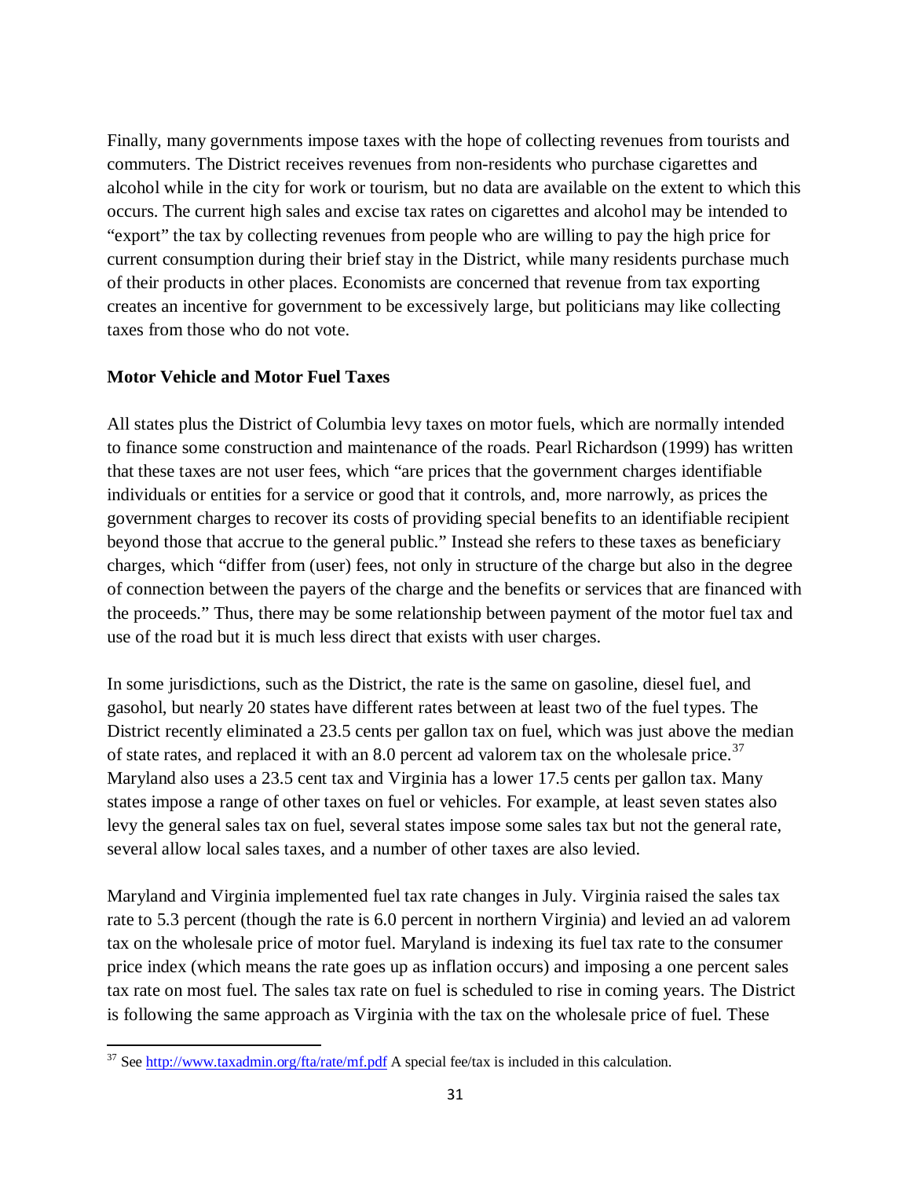Finally, many governments impose taxes with the hope of collecting revenues from tourists and commuters. The District receives revenues from non-residents who purchase cigarettes and alcohol while in the city for work or tourism, but no data are available on the extent to which this occurs. The current high sales and excise tax rates on cigarettes and alcohol may be intended to "export" the tax by collecting revenues from people who are willing to pay the high price for current consumption during their brief stay in the District, while many residents purchase much of their products in other places. Economists are concerned that revenue from tax exporting creates an incentive for government to be excessively large, but politicians may like collecting taxes from those who do not vote.

**Motor Vehicle and Motor Fuel Taxes**

All states plus the District of Columbia levy taxes on motor fuels, which are normally intended to finance some construction and maintenance of the roads. Pearl Richardson (1999) has written that these taxes are not user fees, which "are prices that the government charges identifiable individuals or entities for a service or good that it controls, and, more narrowly, as prices the government charges to recover its costs of providing special benefits to an identifiable recipient beyond those that accrue to the general public." Instead she refers to these taxes as beneficiary charges, which "differ from (user) fees, not only in structure of the charge but also in the degree of connection between the payers of the charge and the benefits or services that are financed with the proceeds." Thus, there may be some relationship between payment of the motor fuel tax and use of the road but it is much less direct that exists with user charges.

In some jurisdictions, such as the District, the rate is the same on gasoline, diesel fuel, and gasohol, but nearly 20 states have different rates between at least two of the fuel types. The District recently eliminated a 23.5 cents per gallon tax on fuel, which was just above the median of state rates, and replaced it with an 8.0 percent ad valorem tax on the wholesale price.[37] Maryland also uses a 23.5 cent tax and Virginia has a lower 17.5 cents per gallon tax. Many states impose a range of other taxes on fuel or vehicles. For example, at least seven states also levy the general sales tax on fuel, several states impose some sales tax but not the general rate, several allow local sales taxes, and a number of other taxes are also levied.

Maryland and Virginia implemented fuel tax rate changes in July. Virginia raised the sales tax rate to 5.3 percent (though the rate is 6.0 percent in northern Virginia) and levied an ad valorem tax on the wholesale price of motor fuel. Maryland is indexing its fuel tax rate to the consumer price index (which means the rate goes up as inflation occurs) and imposing a one percent sales tax rate on most fuel. The sales tax rate on fuel is scheduled to rise in coming years. The District is following the same approach as Virginia with the tax on the wholesale price of fuel. These

[37] See http://www.taxadmin.org/fta/rate/mf.pdf A special fee/tax is included in this calculation.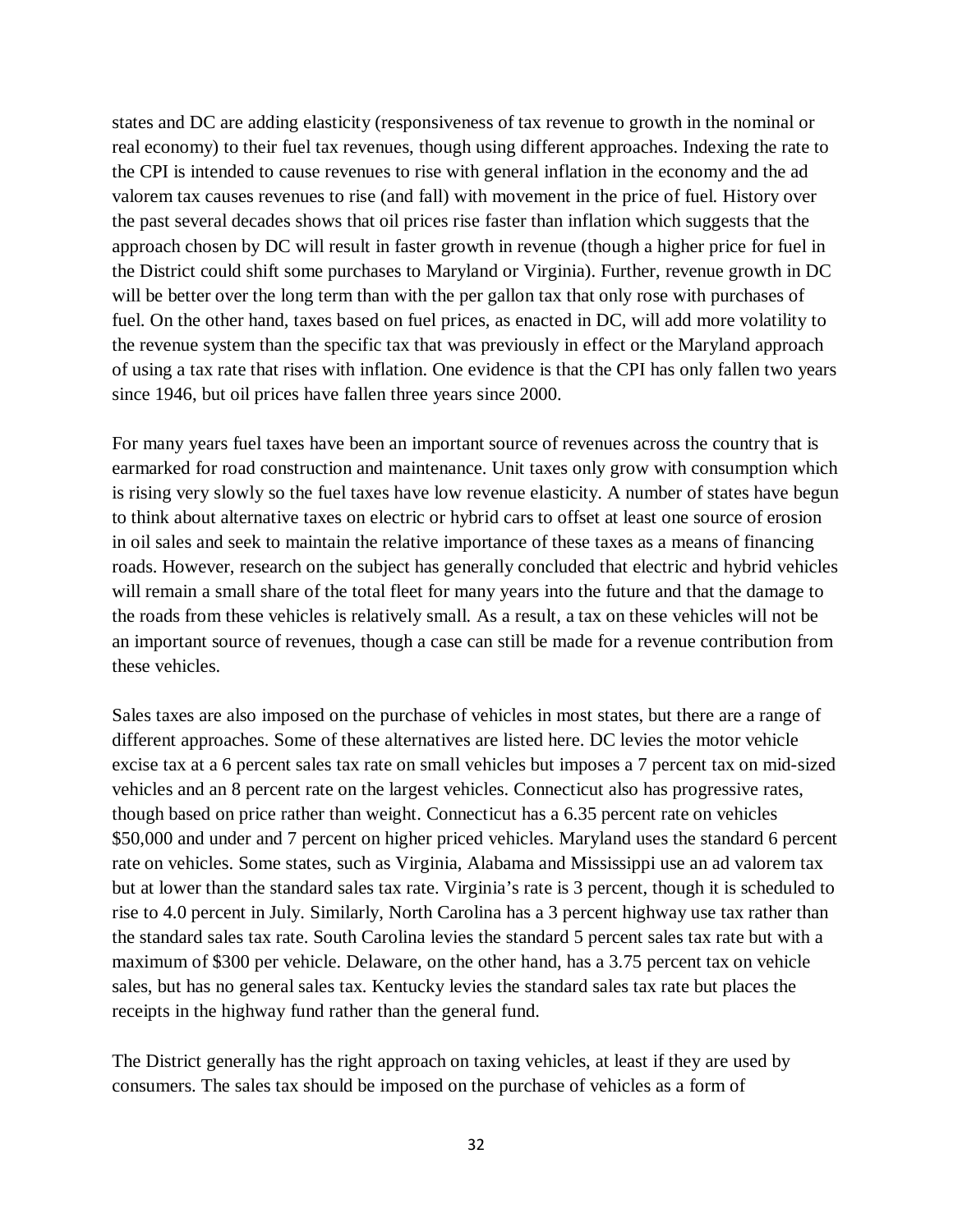states and DC are adding elasticity (responsiveness of tax revenue to growth in the nominal or real economy) to their fuel tax revenues, though using different approaches. Indexing the rate to the CPI is intended to cause revenues to rise with general inflation in the economy and the ad valorem tax causes revenues to rise (and fall) with movement in the price of fuel. History over the past several decades shows that oil prices rise faster than inflation which suggests that the approach chosen by DC will result in faster growth in revenue (though a higher price for fuel in the District could shift some purchases to Maryland or Virginia). Further, revenue growth in DC will be better over the long term than with the per gallon tax that only rose with purchases of fuel. On the other hand, taxes based on fuel prices, as enacted in DC, will add more volatility to the revenue system than the specific tax that was previously in effect or the Maryland approach of using a tax rate that rises with inflation. One evidence is that the CPI has only fallen two years since 1946, but oil prices have fallen three years since 2000.

For many years fuel taxes have been an important source of revenues across the country that is earmarked for road construction and maintenance. Unit taxes only grow with consumption which is rising very slowly so the fuel taxes have low revenue elasticity. A number of states have begun to think about alternative taxes on electric or hybrid cars to offset at least one source of erosion in oil sales and seek to maintain the relative importance of these taxes as a means of financing roads. However, research on the subject has generally concluded that electric and hybrid vehicles will remain a small share of the total fleet for many years into the future and that the damage to the roads from these vehicles is relatively small. As a result, a tax on these vehicles will not be an important source of revenues, though a case can still be made for a revenue contribution from these vehicles.

Sales taxes are also imposed on the purchase of vehicles in most states, but there are a range of different approaches. Some of these alternatives are listed here. DC levies the motor vehicle excise tax at a 6 percent sales tax rate on small vehicles but imposes a 7 percent tax on mid-sized vehicles and an 8 percent rate on the largest vehicles. Connecticut also has progressive rates, though based on price rather than weight. Connecticut has a 6.35 percent rate on vehicles $50,000 and under and 7 percent on higher priced vehicles. Maryland uses the standard 6 percent rate on vehicles. Some states, such as Virginia, Alabama and Mississippi use an ad valorem tax but at lower than the standard sales tax rate. Virginia's rate is 3 percent, though it is scheduled to rise to 4.0 percent in July. Similarly, North Carolina has a 3 percent highway use tax rather than the standard sales tax rate. South Carolina levies the standard 5 percent sales tax rate but with a maximum of $300 per vehicle. Delaware, on the other hand, has a 3.75 percent tax on vehicle sales, but has no general sales tax. Kentucky levies the standard sales tax rate but places the receipts in the highway fund rather than the general fund.

The District generally has the right approach on taxing vehicles, at least if they are used by consumers. The sales tax should be imposed on the purchase of vehicles as a form of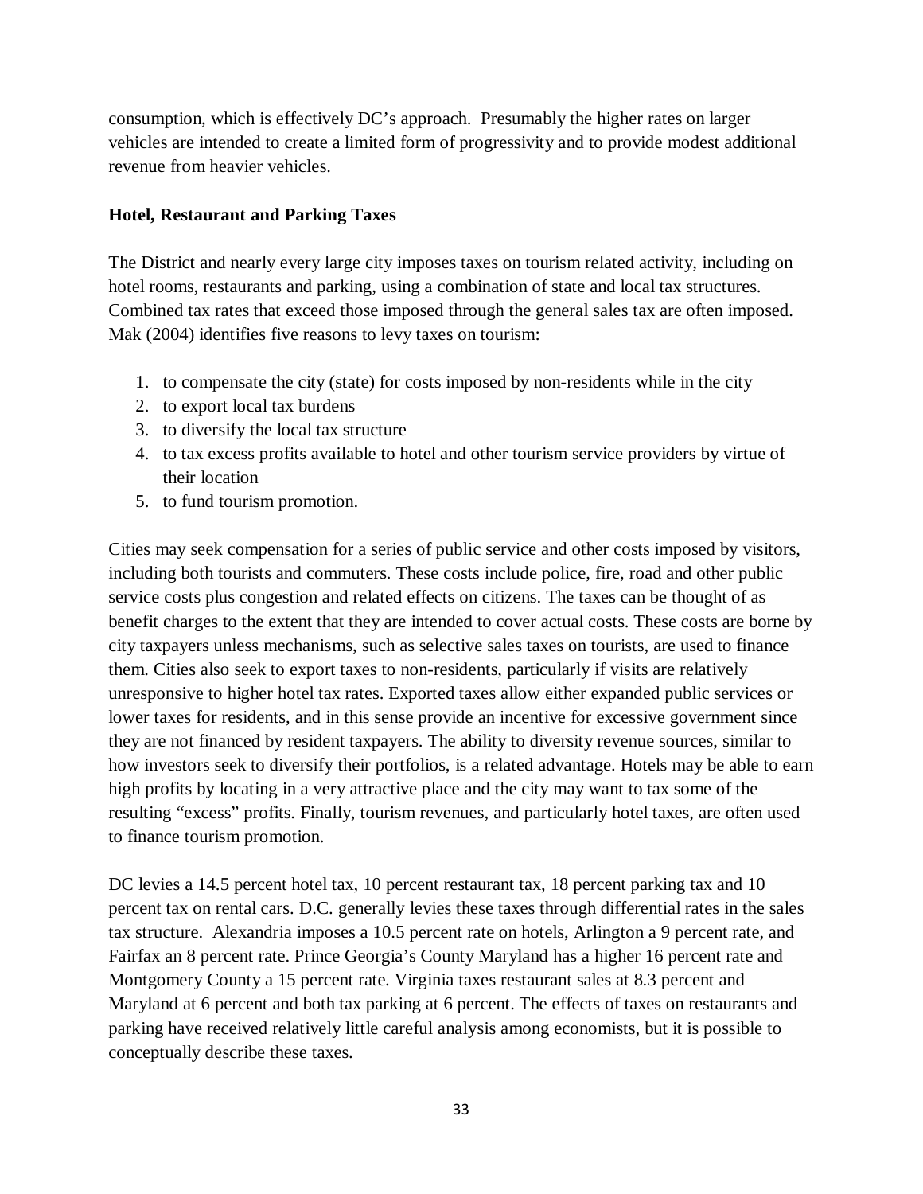consumption, which is effectively DC's approach. Presumably the higher rates on larger vehicles are intended to create a limited form of progressivity and to provide modest additional revenue from heavier vehicles.

**Hotel, Restaurant and Parking Taxes**

The District and nearly every large city imposes taxes on tourism related activity, including on hotel rooms, restaurants and parking, using a combination of state and local tax structures. Combined tax rates that exceed those imposed through the general sales tax are often imposed. Mak (2004) identifies five reasons to levy taxes on tourism:

1. to compensate the city (state) for costs imposed by non-residents while in the city
2. to export local tax burdens
3. to diversify the local tax structure
4. to tax excess profits available to hotel and other tourism service providers by virtue of their location
5. to fund tourism promotion.

Cities may seek compensation for a series of public service and other costs imposed by visitors, including both tourists and commuters. These costs include police, fire, road and other public service costs plus congestion and related effects on citizens. The taxes can be thought of as benefit charges to the extent that they are intended to cover actual costs. These costs are borne by city taxpayers unless mechanisms, such as selective sales taxes on tourists, are used to finance them. Cities also seek to export taxes to non-residents, particularly if visits are relatively unresponsive to higher hotel tax rates. Exported taxes allow either expanded public services or lower taxes for residents, and in this sense provide an incentive for excessive government since they are not financed by resident taxpayers. The ability to diversity revenue sources, similar to how investors seek to diversify their portfolios, is a related advantage. Hotels may be able to earn high profits by locating in a very attractive place and the city may want to tax some of the resulting "excess" profits. Finally, tourism revenues, and particularly hotel taxes, are often used to finance tourism promotion.

DC levies a 14.5 percent hotel tax, 10 percent restaurant tax, 18 percent parking tax and 10 percent tax on rental cars. D.C. generally levies these taxes through differential rates in the sales tax structure. Alexandria imposes a 10.5 percent rate on hotels, Arlington a 9 percent rate, and Fairfax an 8 percent rate. Prince Georgia's County Maryland has a higher 16 percent rate and Montgomery County a 15 percent rate. Virginia taxes restaurant sales at 8.3 percent and Maryland at 6 percent and both tax parking at 6 percent. The effects of taxes on restaurants and parking have received relatively little careful analysis among economists, but it is possible to conceptually describe these taxes.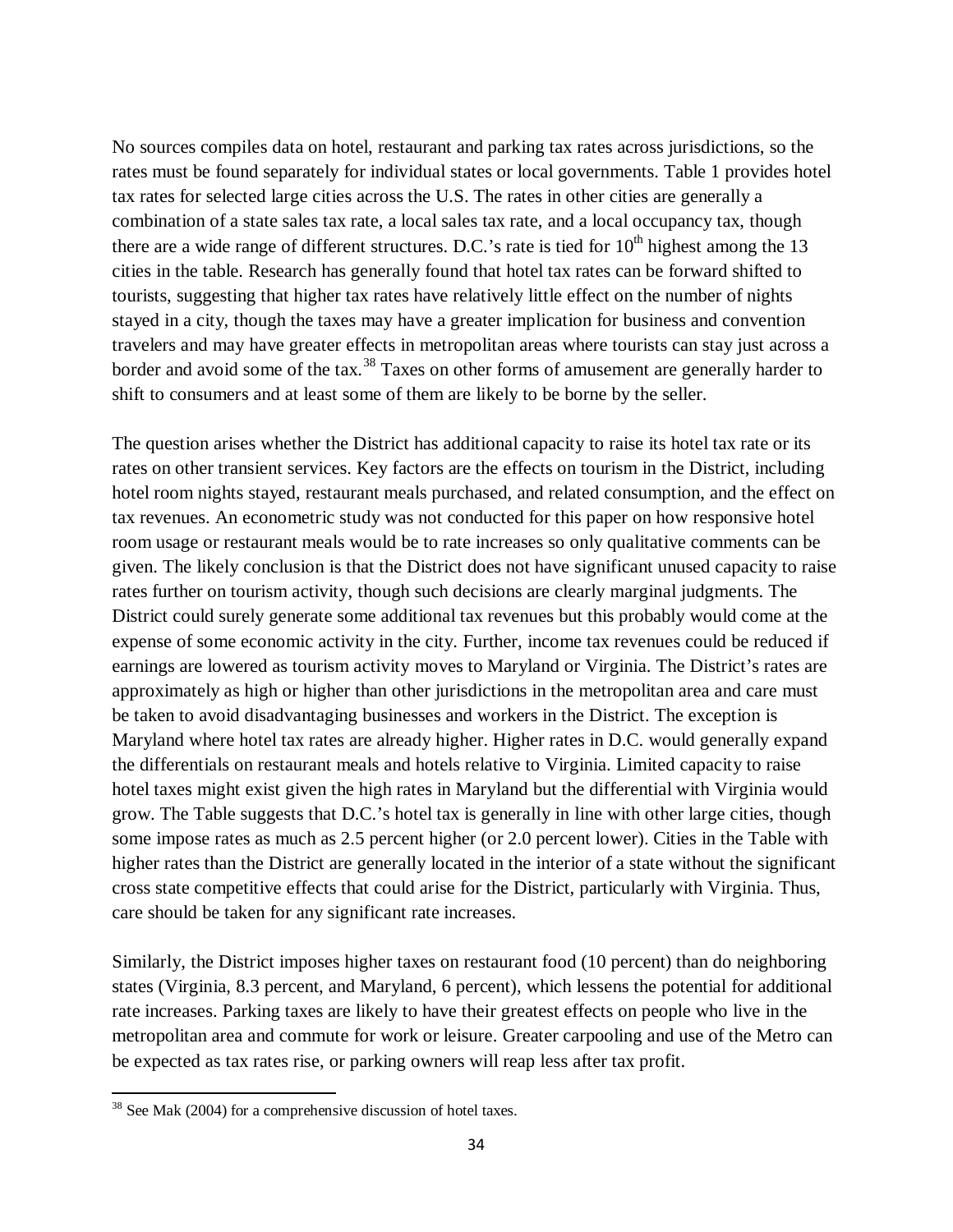No sources compiles data on hotel, restaurant and parking tax rates across jurisdictions, so the rates must be found separately for individual states or local governments. Table 1 provides hotel tax rates for selected large cities across the U.S. The rates in other cities are generally a combination of a state sales tax rate, a local sales tax rate, and a local occupancy tax, though there are a wide range of different structures. D.C.'s rate is tied for 10th highest among the 13 cities in the table. Research has generally found that hotel tax rates can be forward shifted to tourists, suggesting that higher tax rates have relatively little effect on the number of nights stayed in a city, though the taxes may have a greater implication for business and convention travelers and may have greater effects in metropolitan areas where tourists can stay just across a border and avoid some of the tax.[38] Taxes on other forms of amusement are generally harder to shift to consumers and at least some of them are likely to be borne by the seller.

The question arises whether the District has additional capacity to raise its hotel tax rate or its rates on other transient services. Key factors are the effects on tourism in the District, including hotel room nights stayed, restaurant meals purchased, and related consumption, and the effect on tax revenues. An econometric study was not conducted for this paper on how responsive hotel room usage or restaurant meals would be to rate increases so only qualitative comments can be given. The likely conclusion is that the District does not have significant unused capacity to raise rates further on tourism activity, though such decisions are clearly marginal judgments. The District could surely generate some additional tax revenues but this probably would come at the expense of some economic activity in the city. Further, income tax revenues could be reduced if earnings are lowered as tourism activity moves to Maryland or Virginia. The District's rates are approximately as high or higher than other jurisdictions in the metropolitan area and care must be taken to avoid disadvantaging businesses and workers in the District. The exception is Maryland where hotel tax rates are already higher. Higher rates in D.C. would generally expand the differentials on restaurant meals and hotels relative to Virginia. Limited capacity to raise hotel taxes might exist given the high rates in Maryland but the differential with Virginia would grow. The Table suggests that D.C.'s hotel tax is generally in line with other large cities, though some impose rates as much as 2.5 percent higher (or 2.0 percent lower). Cities in the Table with higher rates than the District are generally located in the interior of a state without the significant cross state competitive effects that could arise for the District, particularly with Virginia. Thus, care should be taken for any significant rate increases.

Similarly, the District imposes higher taxes on restaurant food (10 percent) than do neighboring states (Virginia, 8.3 percent, and Maryland, 6 percent), which lessens the potential for additional rate increases. Parking taxes are likely to have their greatest effects on people who live in the metropolitan area and commute for work or leisure. Greater carpooling and use of the Metro can be expected as tax rates rise, or parking owners will reap less after tax profit.

---

[38] See Mak (2004) for a comprehensive discussion of hotel taxes.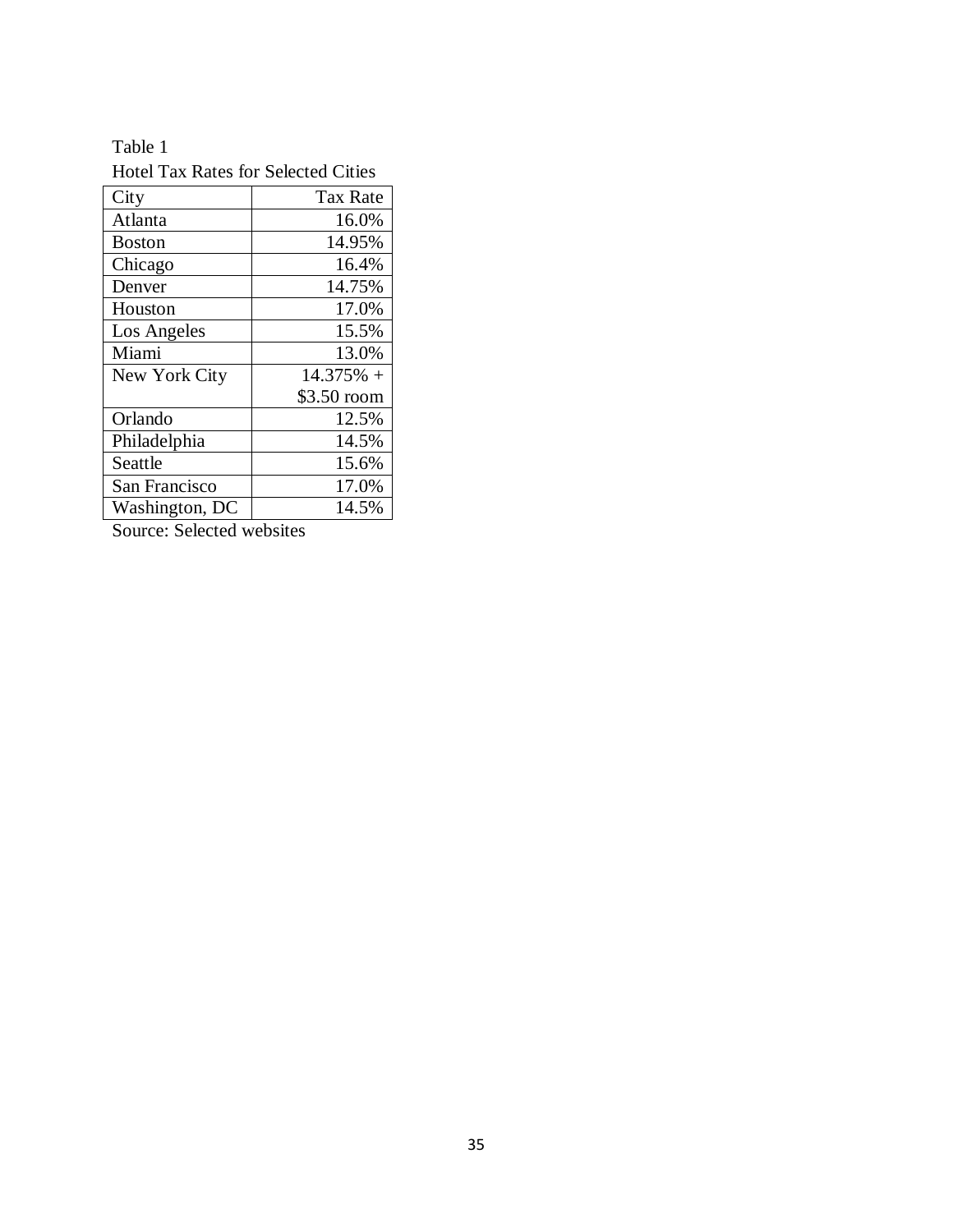Table 1

Hotel Tax Rates for Selected Cities

| City | Tax Rate |
|---|---|
| Atlanta | 16.0% |
| Boston | 14.95% |
| Chicago | 16.4% |
| Denver | 14.75% |
| Houston | 17.0% |
| Los Angeles | 15.5% |
| Miami | 13.0% |
| New York City | 14.375% + $3.50 room |
| Orlando | 12.5% |
| Philadelphia | 14.5% |
| Seattle | 15.6% |
| San Francisco | 17.0% |
| Washington, DC | 14.5% |

Source: Selected websites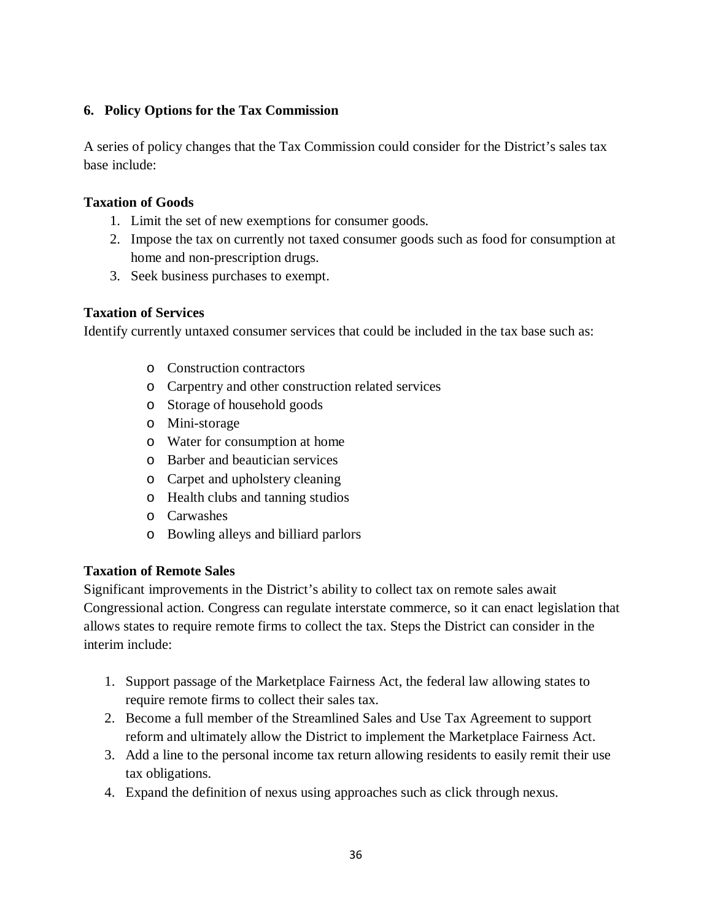## 6. Policy Options for the Tax Commission

A series of policy changes that the Tax Commission could consider for the District's sales tax base include:

### Taxation of Goods

1. Limit the set of new exemptions for consumer goods.
2. Impose the tax on currently not taxed consumer goods such as food for consumption at home and non-prescription drugs.
3. Seek business purchases to exempt.

### Taxation of Services

Identify currently untaxed consumer services that could be included in the tax base such as:

- Construction contractors
- Carpentry and other construction related services
- Storage of household goods
- Mini-storage
- Water for consumption at home
- Barber and beautician services
- Carpet and upholstery cleaning
- Health clubs and tanning studios
- Carwashes
- Bowling alleys and billiard parlors

### Taxation of Remote Sales

Significant improvements in the District's ability to collect tax on remote sales await Congressional action. Congress can regulate interstate commerce, so it can enact legislation that allows states to require remote firms to collect the tax. Steps the District can consider in the interim include:

1. Support passage of the Marketplace Fairness Act, the federal law allowing states to require remote firms to collect their sales tax.
2. Become a full member of the Streamlined Sales and Use Tax Agreement to support reform and ultimately allow the District to implement the Marketplace Fairness Act.
3. Add a line to the personal income tax return allowing residents to easily remit their use tax obligations.
4. Expand the definition of nexus using approaches such as click through nexus.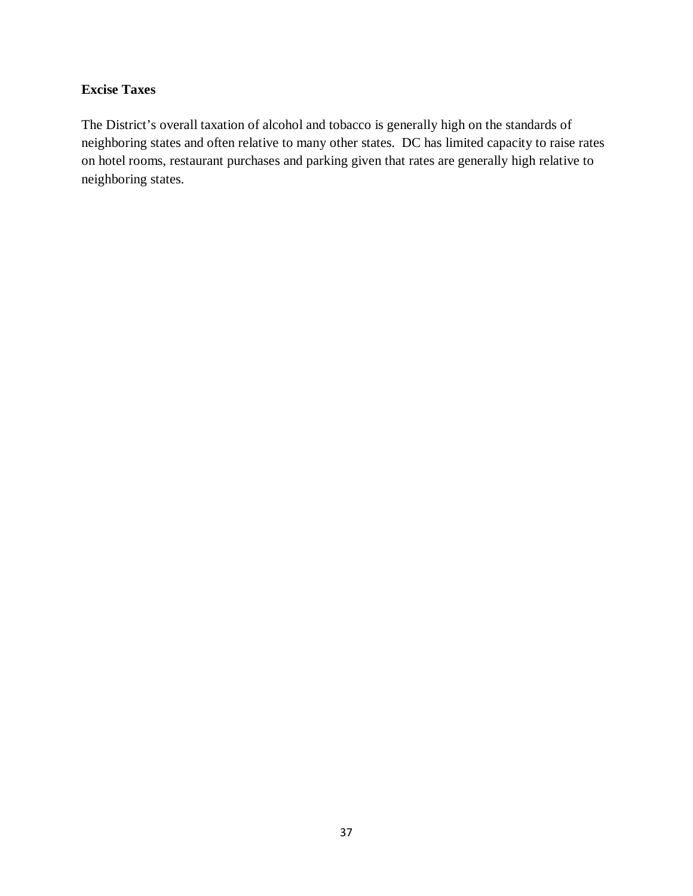**Excise Taxes**

The District's overall taxation of alcohol and tobacco is generally high on the standards of neighboring states and often relative to many other states. DC has limited capacity to raise rates on hotel rooms, restaurant purchases and parking given that rates are generally high relative to neighboring states.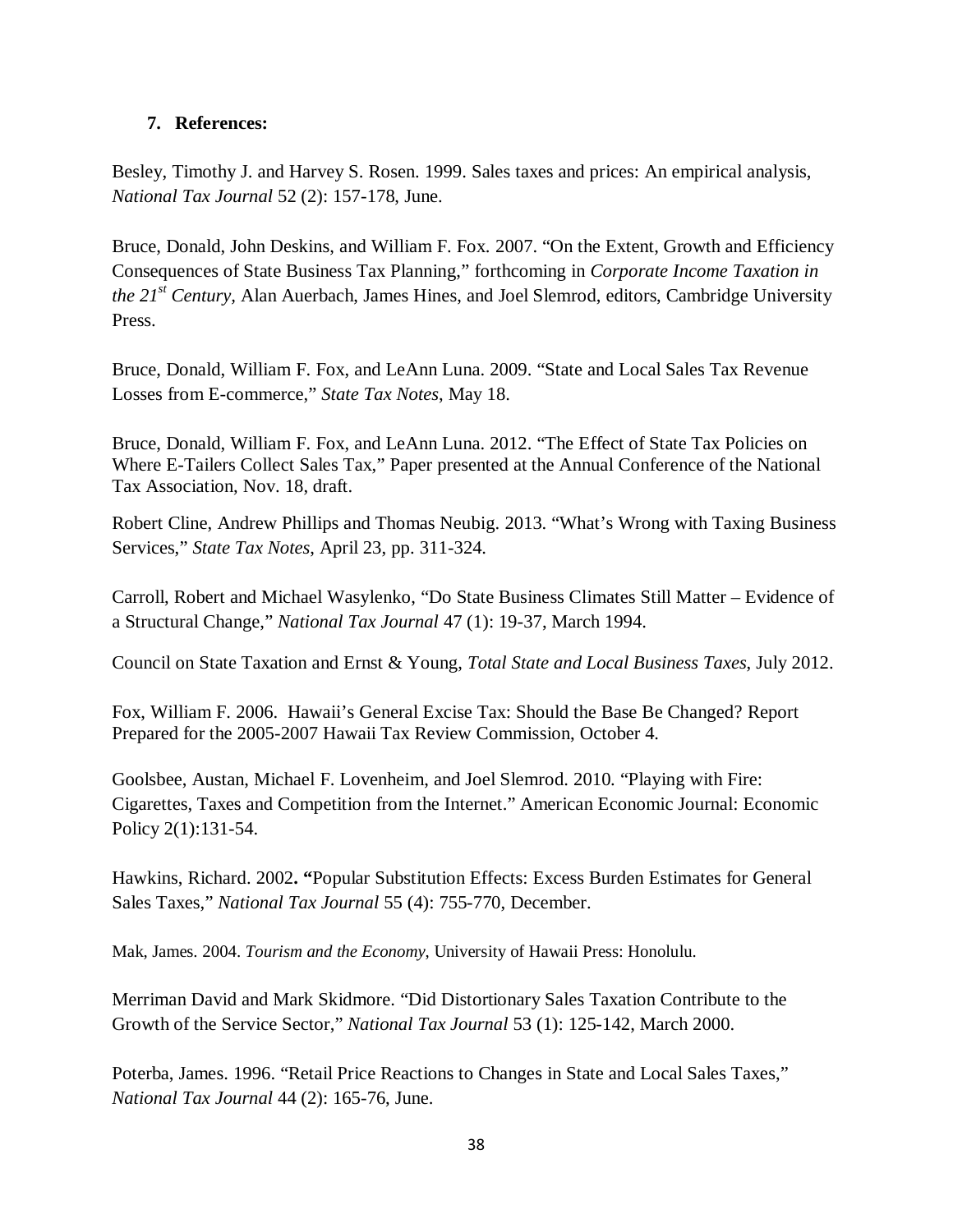### 7. References:

Besley, Timothy J. and Harvey S. Rosen. 1999. Sales taxes and prices: An empirical analysis, *National Tax Journal* 52 (2): 157-178, June.

Bruce, Donald, John Deskins, and William F. Fox. 2007. "On the Extent, Growth and Efficiency Consequences of State Business Tax Planning," forthcoming in *Corporate Income Taxation in the 21st Century*, Alan Auerbach, James Hines, and Joel Slemrod, editors, Cambridge University Press.

Bruce, Donald, William F. Fox, and LeAnn Luna. 2009. "State and Local Sales Tax Revenue Losses from E-commerce," *State Tax Notes*, May 18.

Bruce, Donald, William F. Fox, and LeAnn Luna. 2012. "The Effect of State Tax Policies on Where E-Tailers Collect Sales Tax," Paper presented at the Annual Conference of the National Tax Association, Nov. 18, draft.

Robert Cline, Andrew Phillips and Thomas Neubig. 2013. "What's Wrong with Taxing Business Services," *State Tax Notes*, April 23, pp. 311-324.

Carroll, Robert and Michael Wasylenko, "Do State Business Climates Still Matter – Evidence of a Structural Change," *National Tax Journal* 47 (1): 19-37, March 1994.

Council on State Taxation and Ernst & Young, *Total State and Local Business Taxes*, July 2012.

Fox, William F. 2006. Hawaii's General Excise Tax: Should the Base Be Changed? Report Prepared for the 2005-2007 Hawaii Tax Review Commission, October 4.

Goolsbee, Austan, Michael F. Lovenheim, and Joel Slemrod. 2010. "Playing with Fire: Cigarettes, Taxes and Competition from the Internet." American Economic Journal: Economic Policy 2(1):131-54.

Hawkins, Richard. 2002. "Popular Substitution Effects: Excess Burden Estimates for General Sales Taxes," *National Tax Journal* 55 (4): 755-770, December.

Mak, James. 2004. *Tourism and the Economy*, University of Hawaii Press: Honolulu.

Merriman David and Mark Skidmore. "Did Distortionary Sales Taxation Contribute to the Growth of the Service Sector," *National Tax Journal* 53 (1): 125-142, March 2000.

Poterba, James. 1996. "Retail Price Reactions to Changes in State and Local Sales Taxes," *National Tax Journal* 44 (2): 165-76, June.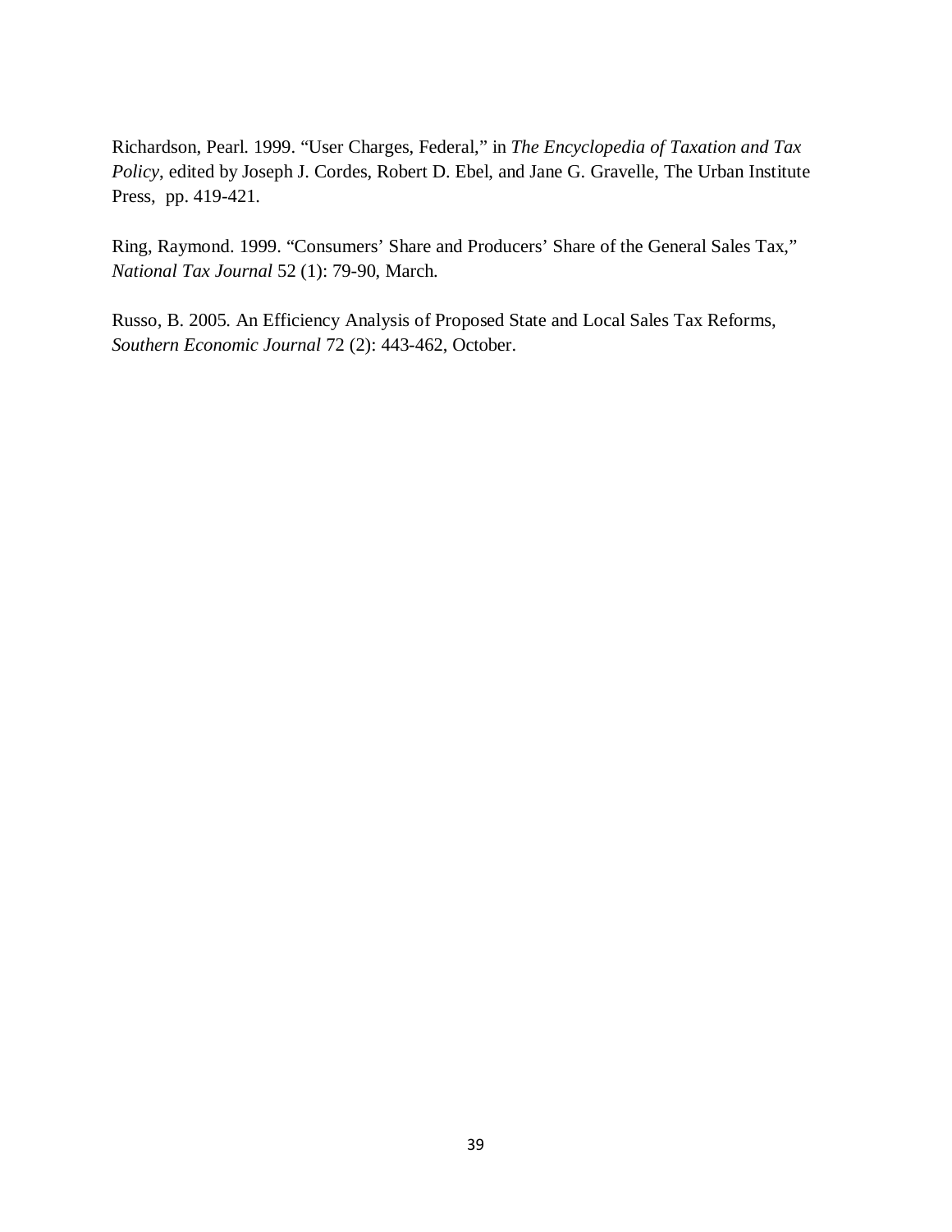Richardson, Pearl. 1999. "User Charges, Federal," in *The Encyclopedia of Taxation and Tax Policy*, edited by Joseph J. Cordes, Robert D. Ebel, and Jane G. Gravelle, The Urban Institute Press, pp. 419-421.

Ring, Raymond. 1999. "Consumers' Share and Producers' Share of the General Sales Tax," *National Tax Journal* 52 (1): 79-90, March.

Russo, B. 2005. An Efficiency Analysis of Proposed State and Local Sales Tax Reforms, *Southern Economic Journal* 72 (2): 443-462, October.